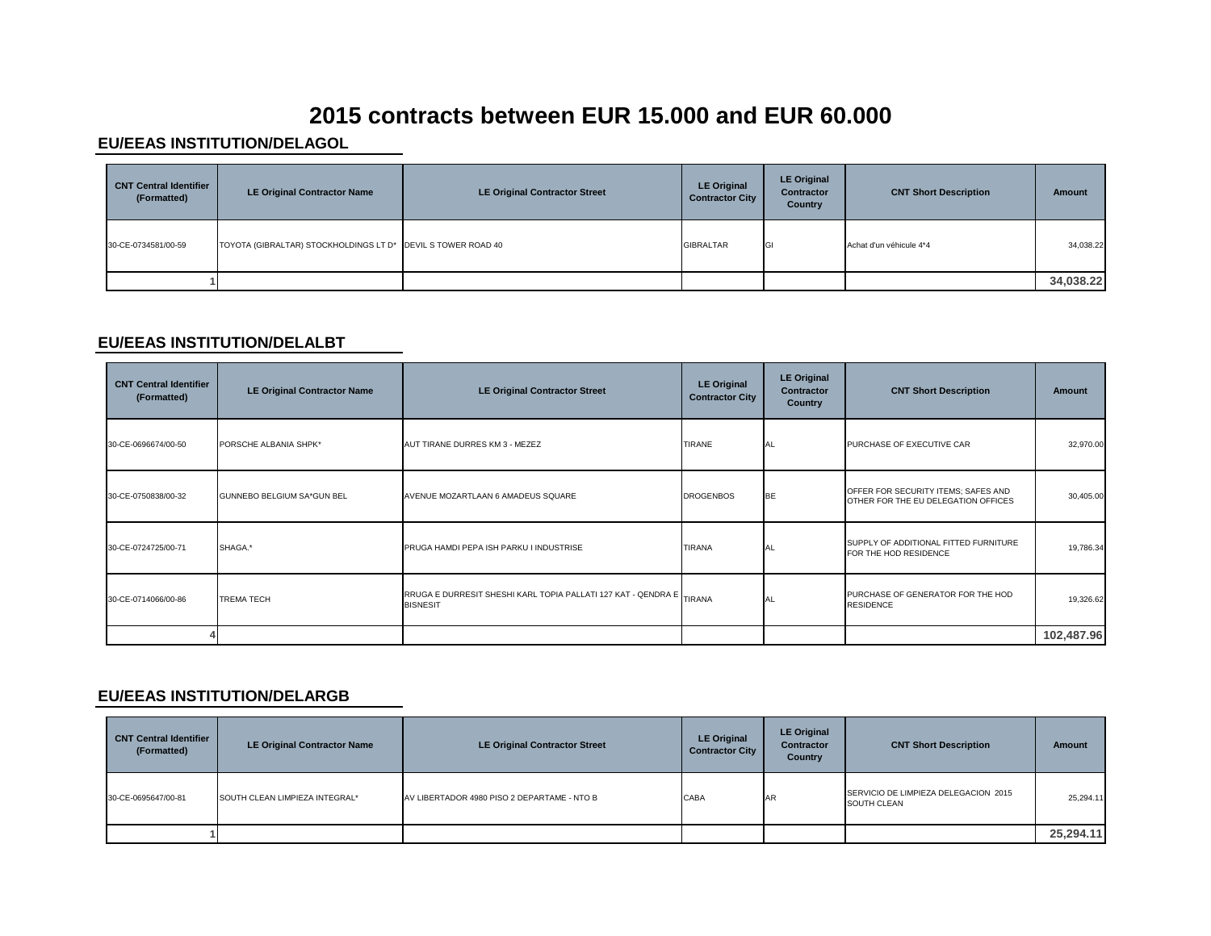# 2015 contracts between EUR 15.000 and EUR 60.000

## EU/EEAS INSTITUTION/DELAGOL

| CNT Central Identifier (Formatted) | LE Original Contractor Name | LE Original Contractor Street | LE Original Contractor City | LE Original Contractor Country | CNT Short Description | Amount |
|---|---|---|---|---|---|---|
| 30-CE-0734581/00-59 | TOYOTA (GIBRALTAR) STOCKHOLDINGS LT D* | DEVIL S TOWER ROAD 40 | GIBRALTAR | GI | Achat d'un véhicule 4*4 | 34,038.22 |
| 1 | | | | | | **34,038.22** |

## EU/EEAS INSTITUTION/DELALBT

| CNT Central Identifier (Formatted) | LE Original Contractor Name | LE Original Contractor Street | LE Original Contractor City | LE Original Contractor Country | CNT Short Description | Amount |
|---|---|---|---|---|---|---|
| 30-CE-0696674/00-50 | PORSCHE ALBANIA SHPK* | AUT TIRANE DURRES KM 3 - MEZEZ | TIRANE | AL | PURCHASE OF EXECUTIVE CAR | 32,970.00 |
| 30-CE-0750838/00-32 | GUNNEBO BELGIUM SA*GUN BEL | AVENUE MOZARTLAAN 6 AMADEUS SQUARE | DROGENBOS | BE | OFFER FOR SECURITY ITEMS; SAFES AND OTHER FOR THE EU DELEGATION OFFICES | 30,405.00 |
| 30-CE-0724725/00-71 | SHAGA.* | PRUGA HAMDI PEPA ISH PARKU I INDUSTRISE | TIRANA | AL | SUPPLY OF ADDITIONAL FITTED FURNITURE FOR THE HOD RESIDENCE | 19,786.34 |
| 30-CE-0714066/00-86 | TREMA TECH | RRUGA E DURRESIT SHESHI KARL TOPIA PALLATI 127 KAT - QENDRA E BISNESIT | TIRANA | AL | PURCHASE OF GENERATOR FOR THE HOD RESIDENCE | 19,326.62 |
| 4 | | | | | | **102,487.96** |

## EU/EEAS INSTITUTION/DELARGB

| CNT Central Identifier (Formatted) | LE Original Contractor Name | LE Original Contractor Street | LE Original Contractor City | LE Original Contractor Country | CNT Short Description | Amount |
|---|---|---|---|---|---|---|
| 30-CE-0695647/00-81 | SOUTH CLEAN LIMPIEZA INTEGRAL* | AV LIBERTADOR 4980 PISO 2 DEPARTAME - NTO B | CABA | AR | SERVICIO DE LIMPIEZA DELEGACION 2015 SOUTH CLEAN | 25,294.11 |
| 1 | | | | | | **25,294.11** |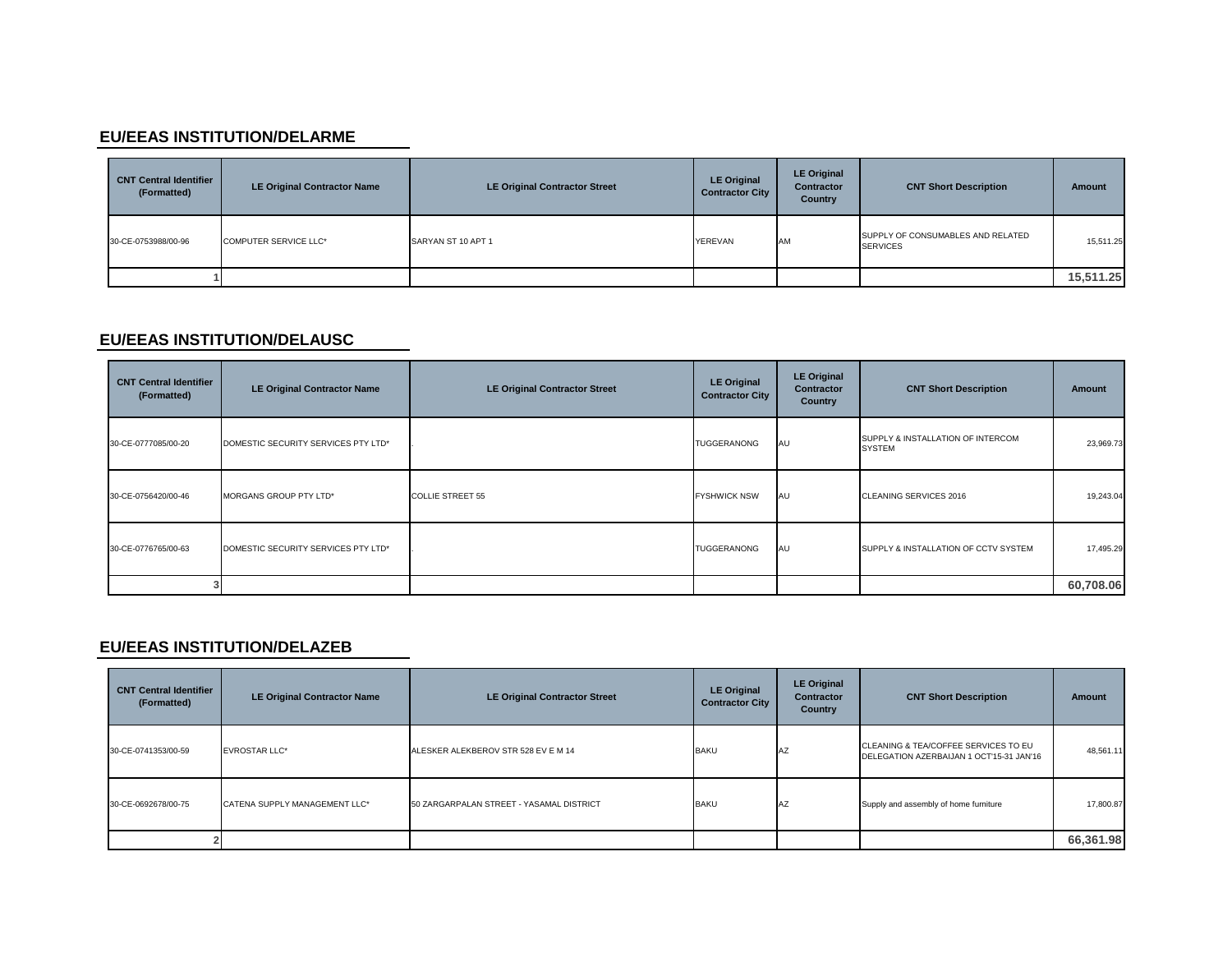## EU/EEAS INSTITUTION/DELARME

| CNT Central Identifier (Formatted) | LE Original Contractor Name | LE Original Contractor Street | LE Original Contractor City | LE Original Contractor Country | CNT Short Description | Amount |
|---|---|---|---|---|---|---|
| 30-CE-0753988/00-96 | COMPUTER SERVICE LLC* | SARYAN ST 10 APT 1 | YEREVAN | AM | SUPPLY OF CONSUMABLES AND RELATED SERVICES | 15,511.25 |
| 1 | | | | | | **15,511.25** |

## EU/EEAS INSTITUTION/DELAUSC

| CNT Central Identifier (Formatted) | LE Original Contractor Name | LE Original Contractor Street | LE Original Contractor City | LE Original Contractor Country | CNT Short Description | Amount |
|---|---|---|---|---|---|---|
| 30-CE-0777085/00-20 | DOMESTIC SECURITY SERVICES PTY LTD* | . | TUGGERANONG | AU | SUPPLY & INSTALLATION OF INTERCOM SYSTEM | 23,969.73 |
| 30-CE-0756420/00-46 | MORGANS GROUP PTY LTD* | COLLIE STREET 55 | FYSHWICK NSW | AU | CLEANING SERVICES 2016 | 19,243.04 |
| 30-CE-0776765/00-63 | DOMESTIC SECURITY SERVICES PTY LTD* | . | TUGGERANONG | AU | SUPPLY & INSTALLATION OF CCTV SYSTEM | 17,495.29 |
| 3 | | | | | | **60,708.06** |

## EU/EEAS INSTITUTION/DELAZEB

| CNT Central Identifier (Formatted) | LE Original Contractor Name | LE Original Contractor Street | LE Original Contractor City | LE Original Contractor Country | CNT Short Description | Amount |
|---|---|---|---|---|---|---|
| 30-CE-0741353/00-59 | EVROSTAR LLC* | ALESKER ALEKBEROV STR 528 EV E M 14 | BAKU | AZ | CLEANING & TEA/COFFEE SERVICES TO EU DELEGATION AZERBAIJAN 1 OCT'15-31 JAN'16 | 48,561.11 |
| 30-CE-0692678/00-75 | CATENA SUPPLY MANAGEMENT LLC* | 50 ZARGARPALAN STREET - YASAMAL DISTRICT | BAKU | AZ | Supply and assembly of home furniture | 17,800.87 |
| 2 | | | | | | **66,361.98** |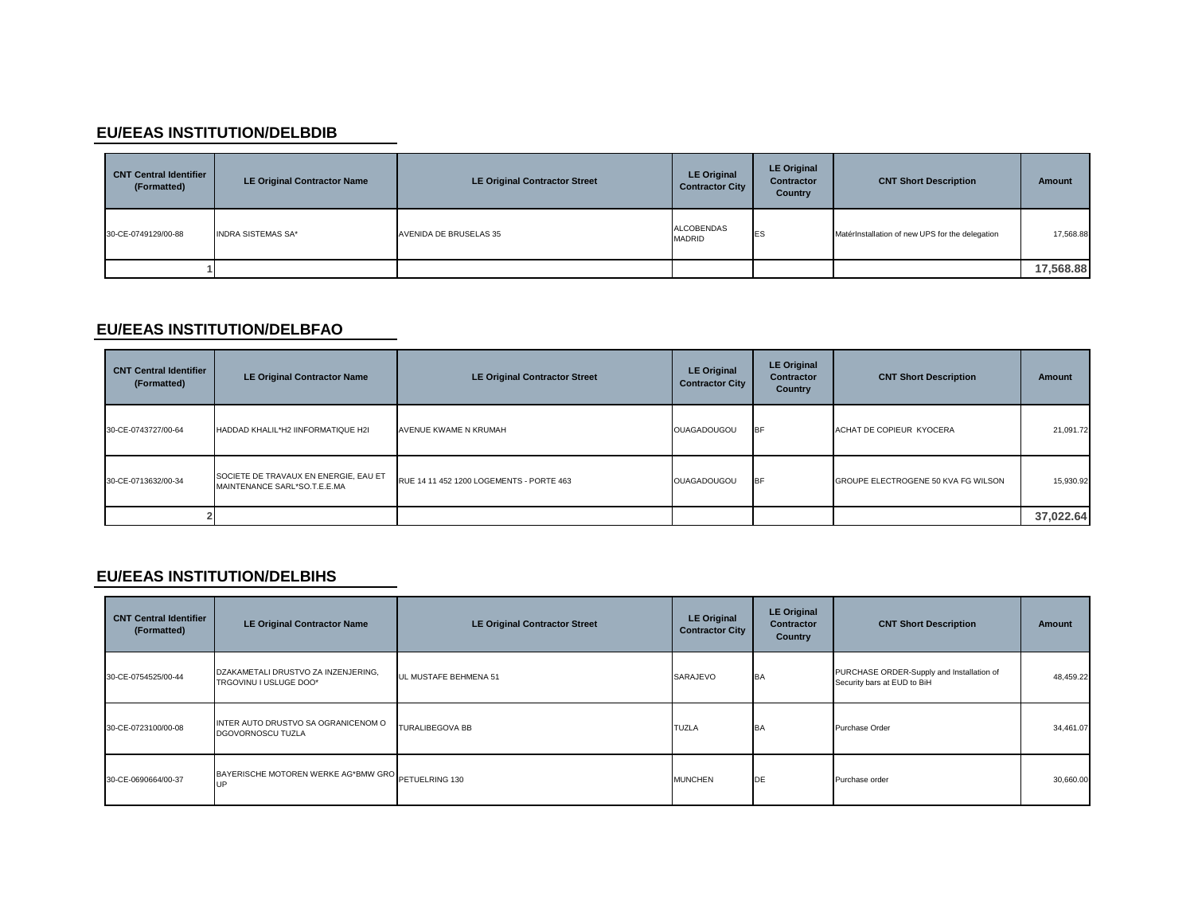## EU/EEAS INSTITUTION/DELBDIB

| CNT Central Identifier (Formatted) | LE Original Contractor Name | LE Original Contractor Street | LE Original Contractor City | LE Original Contractor Country | CNT Short Description | Amount |
|---|---|---|---|---|---|---|
| 30-CE-0749129/00-88 | INDRA SISTEMAS SA* | AVENIDA DE BRUSELAS 35 | ALCOBENDAS MADRID | ES | MatérInstallation of new UPS for the delegation | 17,568.88 |
| 1 | | | | | | **17,568.88** |

## EU/EEAS INSTITUTION/DELBFAO

| CNT Central Identifier (Formatted) | LE Original Contractor Name | LE Original Contractor Street | LE Original Contractor City | LE Original Contractor Country | CNT Short Description | Amount |
|---|---|---|---|---|---|---|
| 30-CE-0743727/00-64 | HADDAD KHALIL*H2 IINFORMATIQUE H2I | AVENUE KWAME N KRUMAH | OUAGADOUGOU | BF | ACHAT DE COPIEUR KYOCERA | 21,091.72 |
| 30-CE-0713632/00-34 | SOCIETE DE TRAVAUX EN ENERGIE, EAU ET MAINTENANCE SARL*SO.T.E.E.MA | RUE 14 11 452 1200 LOGEMENTS - PORTE 463 | OUAGADOUGOU | BF | GROUPE ELECTROGENE 50 KVA FG WILSON | 15,930.92 |
| 2 | | | | | | **37,022.64** |

## EU/EEAS INSTITUTION/DELBIHS

| CNT Central Identifier (Formatted) | LE Original Contractor Name | LE Original Contractor Street | LE Original Contractor City | LE Original Contractor Country | CNT Short Description | Amount |
|---|---|---|---|---|---|---|
| 30-CE-0754525/00-44 | DZAKAMETALI DRUSTVO ZA INZENJERING, TRGOVINU I USLUGE DOO* | UL MUSTAFE BEHMENA 51 | SARAJEVO | BA | PURCHASE ORDER-Supply and Installation of Security bars at EUD to BiH | 48,459.22 |
| 30-CE-0723100/00-08 | INTER AUTO DRUSTVO SA OGRANICENOM O DGOVORNOSCU TUZLA | TURALIBEGOVA BB | TUZLA | BA | Purchase Order | 34,461.07 |
| 30-CE-0690664/00-37 | BAYERISCHE MOTOREN WERKE AG*BMW GRO UP | PETUELRING 130 | MUNCHEN | DE | Purchase order | 30,660.00 |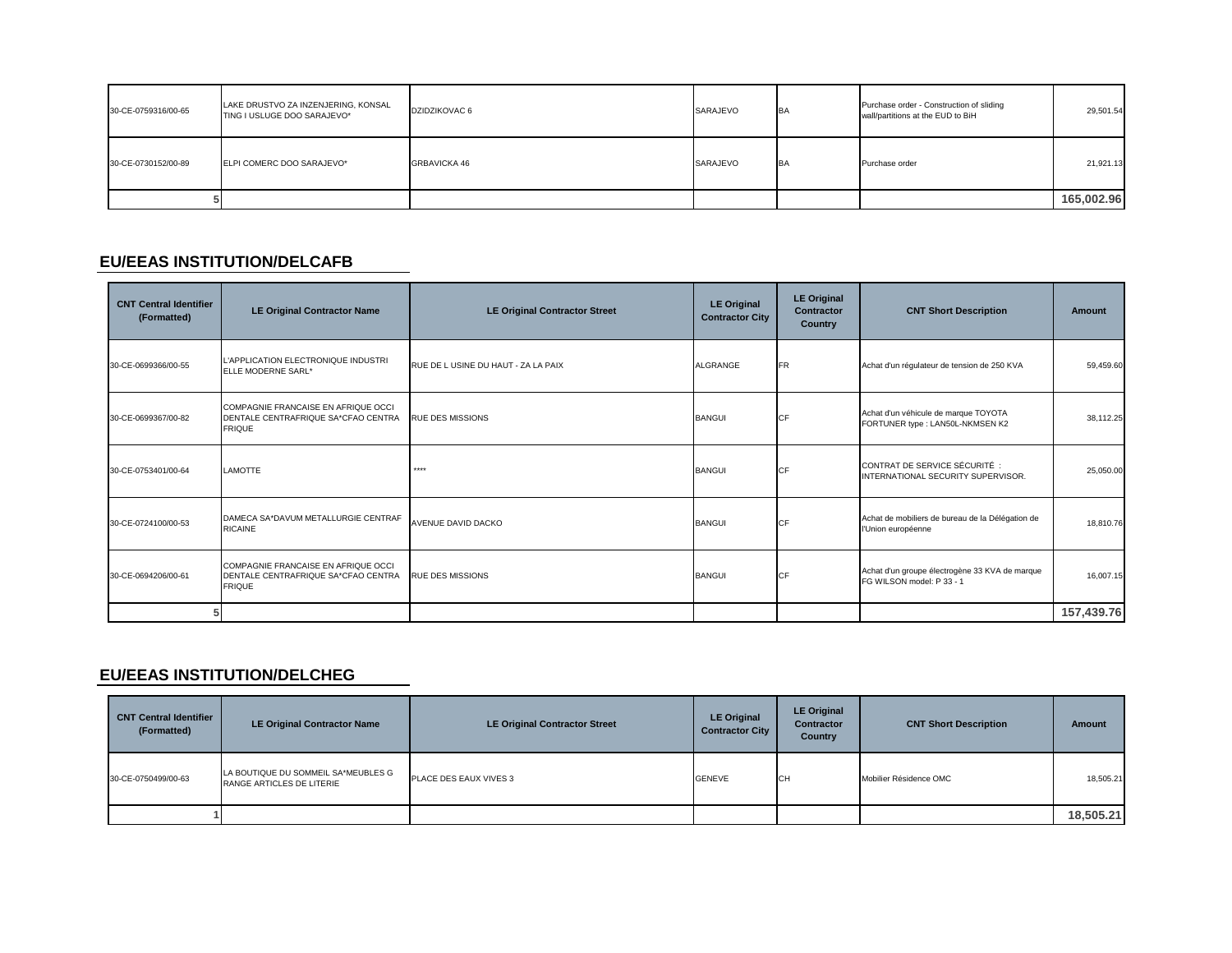| | | | | | | |
|---|---|---|---|---|---|---|
| 30-CE-0759316/00-65 | LAKE DRUSTVO ZA INZENJERING, KONSAL TING I USLUGE DOO SARAJEVO* | DZIDZIKOVAC 6 | SARAJEVO | BA | Purchase order - Construction of sliding wall/partitions at the EUD to BiH | 29,501.54 |
| 30-CE-0730152/00-89 | ELPI COMERC DOO SARAJEVO* | GRBAVICKA 46 | SARAJEVO | BA | Purchase order | 21,921.13 |
| 5 | | | | | | **165,002.96** |

## EU/EEAS INSTITUTION/DELCAFB

| CNT Central Identifier (Formatted) | LE Original Contractor Name | LE Original Contractor Street | LE Original Contractor City | LE Original Contractor Country | CNT Short Description | Amount |
|---|---|---|---|---|---|---|
| 30-CE-0699366/00-55 | L'APPLICATION ELECTRONIQUE INDUSTRI ELLE MODERNE SARL* | RUE DE L USINE DU HAUT - ZA LA PAIX | ALGRANGE | FR | Achat d'un régulateur de tension de 250 KVA | 59,459.60 |
| 30-CE-0699367/00-82 | COMPAGNIE FRANCAISE EN AFRIQUE OCCI DENTALE CENTRAFRIQUE SA*CFAO CENTRA FRIQUE | RUE DES MISSIONS | BANGUI | CF | Achat d'un véhicule de marque TOYOTA FORTUNER type : LAN50L-NKMSEN K2 | 38,112.25 |
| 30-CE-0753401/00-64 | LAMOTTE | **** | BANGUI | CF | CONTRAT DE SERVICE SÉCURITÉ : INTERNATIONAL SECURITY SUPERVISOR. | 25,050.00 |
| 30-CE-0724100/00-53 | DAMECA SA*DAVUM METALLURGIE CENTRAF RICAINE | AVENUE DAVID DACKO | BANGUI | CF | Achat de mobiliers de bureau de la Délégation de l'Union européenne | 18,810.76 |
| 30-CE-0694206/00-61 | COMPAGNIE FRANCAISE EN AFRIQUE OCCI DENTALE CENTRAFRIQUE SA*CFAO CENTRA FRIQUE | RUE DES MISSIONS | BANGUI | CF | Achat d'un groupe électrogène 33 KVA de marque FG WILSON model: P 33 - 1 | 16,007.15 |
| 5 | | | | | | **157,439.76** |

## EU/EEAS INSTITUTION/DELCHEG

| CNT Central Identifier (Formatted) | LE Original Contractor Name | LE Original Contractor Street | LE Original Contractor City | LE Original Contractor Country | CNT Short Description | Amount |
|---|---|---|---|---|---|---|
| 30-CE-0750499/00-63 | LA BOUTIQUE DU SOMMEIL SA*MEUBLES G RANGE ARTICLES DE LITERIE | PLACE DES EAUX VIVES 3 | GENEVE | CH | Mobilier Résidence OMC | 18,505.21 |
| 1 | | | | | | **18,505.21** |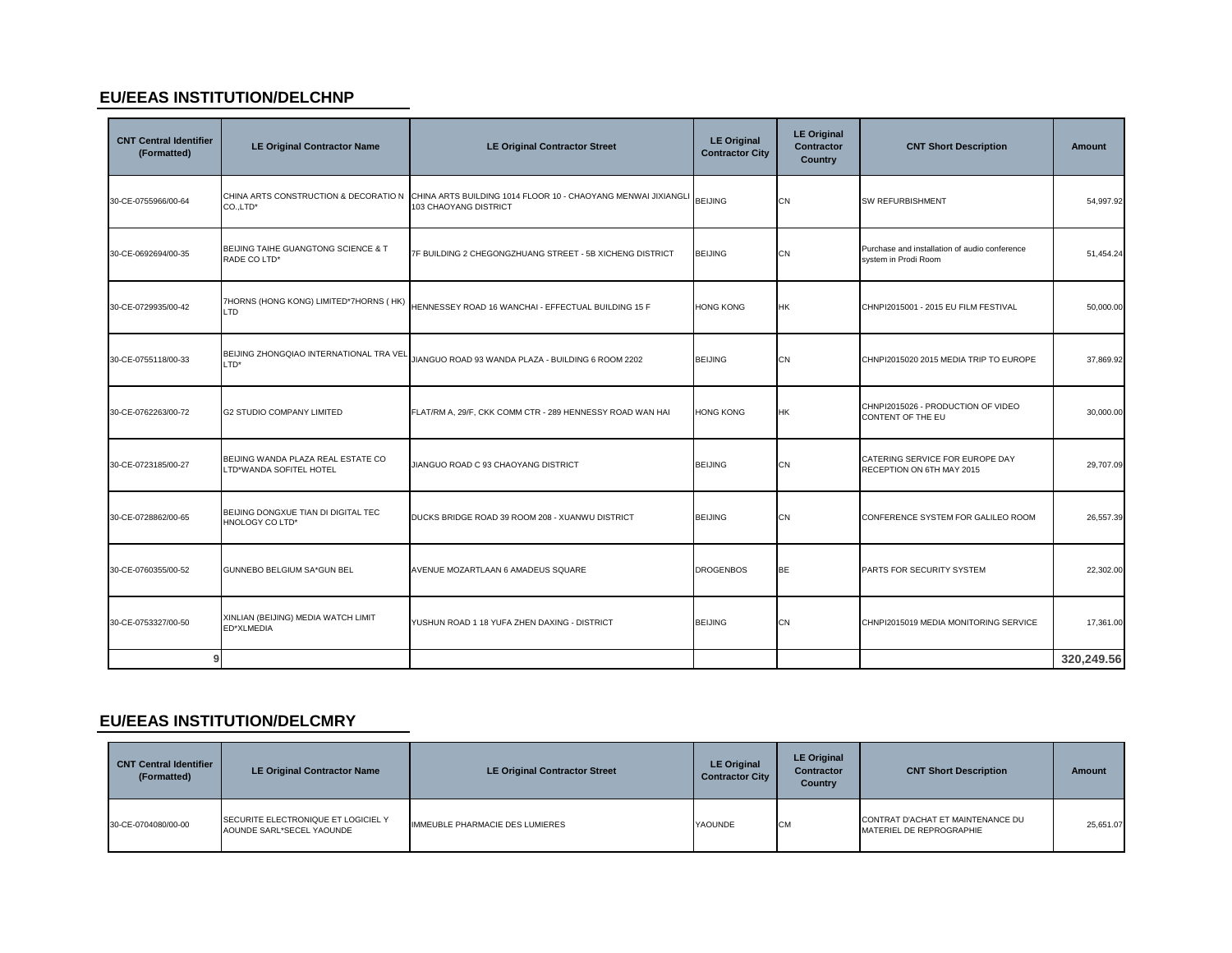## EU/EEAS INSTITUTION/DELCHNP

| CNT Central Identifier (Formatted) | LE Original Contractor Name | LE Original Contractor Street | LE Original Contractor City | LE Original Contractor Country | CNT Short Description | Amount |
|---|---|---|---|---|---|---|
| 30-CE-0755966/00-64 | CHINA ARTS CONSTRUCTION & DECORATIO N CO.,LTD* | CHINA ARTS BUILDING 1014 FLOOR 10 - CHAOYANG MENWAI JIXIANGLI 103 CHAOYANG DISTRICT | BEIJING | CN | SW REFURBISHMENT | 54,997.92 |
| 30-CE-0692694/00-35 | BEIJING TAIHE GUANGTONG SCIENCE & T RADE CO LTD* | 7F BUILDING 2 CHEGONGZHUANG STREET - 5B XICHENG DISTRICT | BEIJING | CN | Purchase and installation of audio conference system in Prodi Room | 51,454.24 |
| 30-CE-0729935/00-42 | 7HORNS (HONG KONG) LIMITED*7HORNS ( HK) LTD | HENNESSEY ROAD 16 WANCHAI - EFFECTUAL BUILDING 15 F | HONG KONG | HK | CHNPI2015001 - 2015 EU FILM FESTIVAL | 50,000.00 |
| 30-CE-0755118/00-33 | BEIJING ZHONGQIAO INTERNATIONAL TRA VEL LTD* | JIANGUO ROAD 93 WANDA PLAZA - BUILDING 6 ROOM 2202 | BEIJING | CN | CHNPI2015020 2015 MEDIA TRIP TO EUROPE | 37,869.92 |
| 30-CE-0762263/00-72 | G2 STUDIO COMPANY LIMITED | FLAT/RM A, 29/F, CKK COMM CTR - 289 HENNESSY ROAD WAN HAI | HONG KONG | HK | CHNPI2015026 - PRODUCTION OF VIDEO CONTENT OF THE EU | 30,000.00 |
| 30-CE-0723185/00-27 | BEIJING WANDA PLAZA REAL ESTATE CO LTD*WANDA SOFITEL HOTEL | JIANGUO ROAD C 93 CHAOYANG DISTRICT | BEIJING | CN | CATERING SERVICE FOR EUROPE DAY RECEPTION ON 6TH MAY 2015 | 29,707.09 |
| 30-CE-0728862/00-65 | BEIJING DONGXUE TIAN DI DIGITAL TEC HNOLOGY CO LTD* | DUCKS BRIDGE ROAD 39 ROOM 208 - XUANWU DISTRICT | BEIJING | CN | CONFERENCE SYSTEM FOR GALILEO ROOM | 26,557.39 |
| 30-CE-0760355/00-52 | GUNNEBO BELGIUM SA*GUN BEL | AVENUE MOZARTLAAN 6 AMADEUS SQUARE | DROGENBOS | BE | PARTS FOR SECURITY SYSTEM | 22,302.00 |
| 30-CE-0753327/00-50 | XINLIAN (BEIJING) MEDIA WATCH LIMIT ED*XLMEDIA | YUSHUN ROAD 1 18 YUFA ZHEN DAXING - DISTRICT | BEIJING | CN | CHNPI2015019 MEDIA MONITORING SERVICE | 17,361.00 |
| 9 | | | | | | **320,249.56** |

## EU/EEAS INSTITUTION/DELCMRY

| CNT Central Identifier (Formatted) | LE Original Contractor Name | LE Original Contractor Street | LE Original Contractor City | LE Original Contractor Country | CNT Short Description | Amount |
|---|---|---|---|---|---|---|
| 30-CE-0704080/00-00 | SECURITE ELECTRONIQUE ET LOGICIEL Y AOUNDE SARL*SECEL YAOUNDE | IMMEUBLE PHARMACIE DES LUMIERES | YAOUNDE | CM | CONTRAT D'ACHAT ET MAINTENANCE DU MATERIEL DE REPROGRAPHIE | 25,651.07 |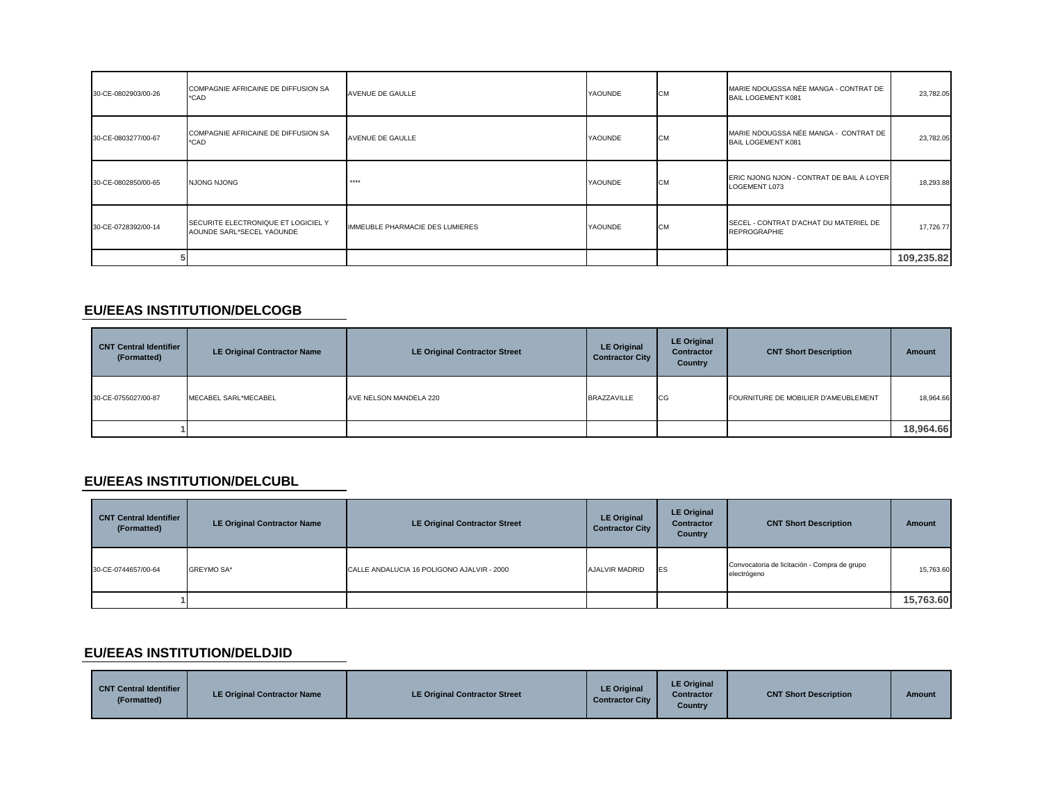| CNT Central Identifier (Formatted) | LE Original Contractor Name | LE Original Contractor Street | LE Original Contractor City | LE Original Contractor Country | CNT Short Description | Amount |
|---|---|---|---|---|---|---|
| 30-CE-0802903/00-26 | COMPAGNIE AFRICAINE DE DIFFUSION SA *CAD | AVENUE DE GAULLE | YAOUNDE | CM | MARIE NDOUGSSA NÉE MANGA - CONTRAT DE BAIL LOGEMENT K081 | 23,782.05 |
| 30-CE-0803277/00-67 | COMPAGNIE AFRICAINE DE DIFFUSION SA *CAD | AVENUE DE GAULLE | YAOUNDE | CM | MARIE NDOUGSSA NÉE MANGA - CONTRAT DE BAIL LOGEMENT K081 | 23,782.05 |
| 30-CE-0802850/00-65 | NJONG NJONG | **** | YAOUNDE | CM | ERIC NJONG NJON - CONTRAT DE BAIL A LOYER LOGEMENT L073 | 18,293.88 |
| 30-CE-0728392/00-14 | SECURITE ELECTRONIQUE ET LOGICIEL Y AOUNDE SARL*SECEL YAOUNDE | IMMEUBLE PHARMACIE DES LUMIERES | YAOUNDE | CM | SECEL - CONTRAT D'ACHAT DU MATERIEL DE REPROGRAPHIE | 17,726.77 |
| 5 | | | | | | **109,235.82** |

## EU/EEAS INSTITUTION/DELCOGB

| CNT Central Identifier (Formatted) | LE Original Contractor Name | LE Original Contractor Street | LE Original Contractor City | LE Original Contractor Country | CNT Short Description | Amount |
|---|---|---|---|---|---|---|
| 30-CE-0755027/00-87 | MECABEL SARL*MECABEL | AVE NELSON MANDELA 220 | BRAZZAVILLE | CG | FOURNITURE DE MOBILIER D'AMEUBLEMENT | 18,964.66 |
| 1 | | | | | | **18,964.66** |

## EU/EEAS INSTITUTION/DELCUBL

| CNT Central Identifier (Formatted) | LE Original Contractor Name | LE Original Contractor Street | LE Original Contractor City | LE Original Contractor Country | CNT Short Description | Amount |
|---|---|---|---|---|---|---|
| 30-CE-0744657/00-64 | GREYMO SA* | CALLE ANDALUCIA 16 POLIGONO AJALVIR - 2000 | AJALVIR MADRID | ES | Convocatoria de licitación - Compra de grupo electrógeno | 15,763.60 |
| 1 | | | | | | **15,763.60** |

## EU/EEAS INSTITUTION/DELDJID

| CNT Central Identifier (Formatted) | LE Original Contractor Name | LE Original Contractor Street | LE Original Contractor City | LE Original Contractor Country | CNT Short Description | Amount |
|---|---|---|---|---|---|---|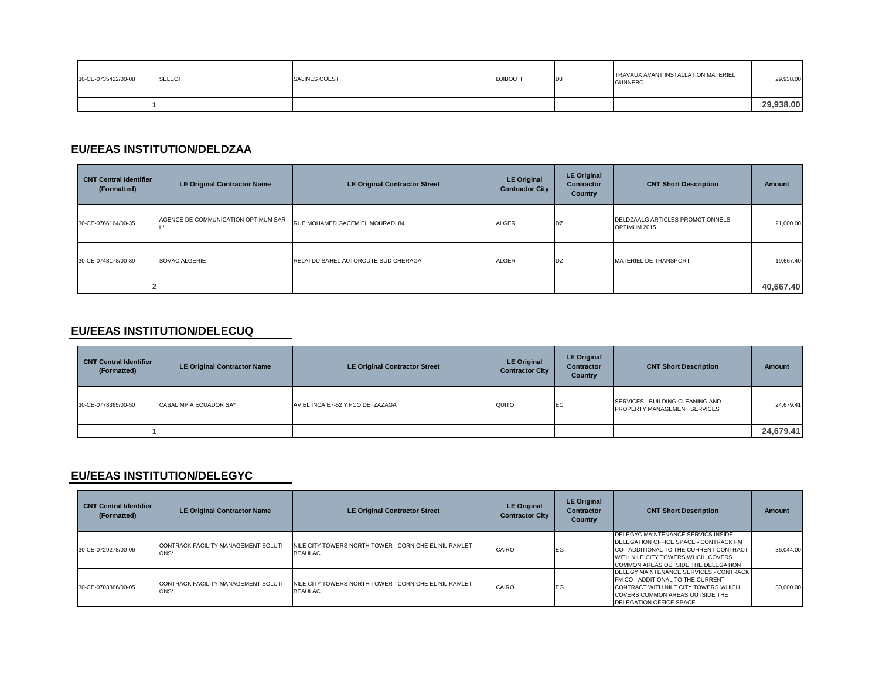| | | | | | | |
|---|---|---|---|---|---|---|
| 30-CE-0735432/00-08 | SELECT | SALINES OUEST | DJIBOUTI | DJ | TRAVAUX AVANT INSTALLATION MATERIEL GUNNEBO | 29,938.00 |
| 1 | | | | | | **29,938.00** |

## EU/EEAS INSTITUTION/DELDZAA

| CNT Central Identifier (Formatted) | LE Original Contractor Name | LE Original Contractor Street | LE Original Contractor City | LE Original Contractor Country | CNT Short Description | Amount |
|---|---|---|---|---|---|---|
| 30-CE-0766164/00-35 | AGENCE DE COMMUNICATION OPTIMUM SAR L* | RUE MOHAMED GACEM EL MOURADI 84 | ALGER | DZ | DELDZAALG ARTICLES PROMOTIONNELS OPTIMUM 2015 | 21,000.00 |
| 30-CE-0748178/00-89 | SOVAC ALGERIE | RELAI DU SAHEL AUTOROUTE SUD CHERAGA | ALGER | DZ | MATERIEL DE TRANSPORT | 19,667.40 |
| 2 | | | | | | **40,667.40** |

## EU/EEAS INSTITUTION/DELECUQ

| CNT Central Identifier (Formatted) | LE Original Contractor Name | LE Original Contractor Street | LE Original Contractor City | LE Original Contractor Country | CNT Short Description | Amount |
|---|---|---|---|---|---|---|
| 30-CE-0778365/00-50 | CASALIMPIA ECUADOR SA* | AV EL INCA E7-52 Y FCO DE IZAZAGA | QUITO | EC | SERVICES - BUILDING-CLEANING AND PROPERTY MANAGEMENT SERVICES | 24,679.41 |
| 1 | | | | | | **24,679.41** |

## EU/EEAS INSTITUTION/DELEGYC

| CNT Central Identifier (Formatted) | LE Original Contractor Name | LE Original Contractor Street | LE Original Contractor City | LE Original Contractor Country | CNT Short Description | Amount |
|---|---|---|---|---|---|---|
| 30-CE-0729278/00-06 | CONTRACK FACILITY MANAGEMENT SOLUTI ONS* | NILE CITY TOWERS NORTH TOWER - CORNICHE EL NIL RAMLET BEAULAC | CAIRO | EG | DELEGYC MAINTENANCE SERVICS INSIDE DELEGATION OFFICE SPACE - CONTRACK FM CO - ADDITIONAL TO THE CURRENT CONTRACT WITH NILE CITY TOWERS WHCIH COVERS COMMON AREAS OUTSIDE THE DELEGATION | 36,044.00 |
| 30-CE-0703366/00-05 | CONTRACK FACILITY MANAGEMENT SOLUTI ONS* | NILE CITY TOWERS NORTH TOWER - CORNICHE EL NIL RAMLET BEAULAC | CAIRO | EG | DELEGY MAINTENANCE SERVICES - CONTRACK FM CO - ADDITIONAL TO THE CURRENT CONTRACT WITH NILE CITY TOWERS WHICH COVERS COMMON AREAS OUTSIDE THE DELEGATION OFFICE SPACE | 30,000.00 |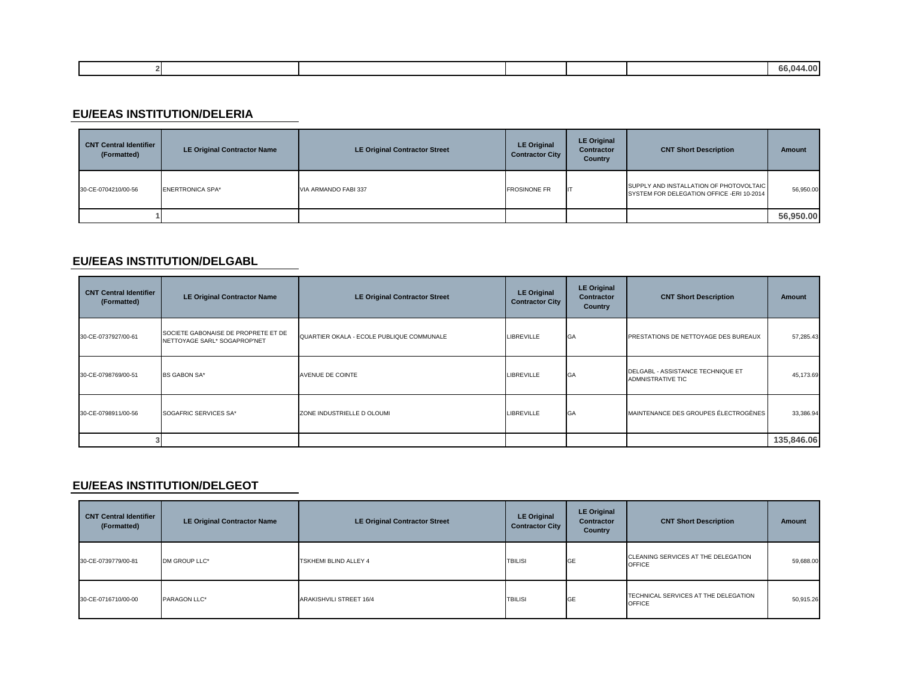| 2 | | | | | | 66,044.00 |
|---|---|---|---|---|---|---|

## EU/EEAS INSTITUTION/DELERIA

| CNT Central Identifier (Formatted) | LE Original Contractor Name | LE Original Contractor Street | LE Original Contractor City | LE Original Contractor Country | CNT Short Description | Amount |
|---|---|---|---|---|---|---|
| 30-CE-0704210/00-56 | ENERTRONICA SPA* | VIA ARMANDO FABI 337 | FROSINONE FR | IT | SUPPLY AND INSTALLATION OF PHOTOVOLTAIC SYSTEM FOR DELEGATION OFFICE -ERI 10-2014 | 56,950.00 |
| 1 | | | | | | **56,950.00** |

## EU/EEAS INSTITUTION/DELGABL

| CNT Central Identifier (Formatted) | LE Original Contractor Name | LE Original Contractor Street | LE Original Contractor City | LE Original Contractor Country | CNT Short Description | Amount |
|---|---|---|---|---|---|---|
| 30-CE-0737927/00-61 | SOCIETE GABONAISE DE PROPRETE ET DE NETTOYAGE SARL* SOGAPROP'NET | QUARTIER OKALA - ECOLE PUBLIQUE COMMUNALE | LIBREVILLE | GA | PRESTATIONS DE NETTOYAGE DES BUREAUX | 57,285.43 |
| 30-CE-0798769/00-51 | BS GABON SA* | AVENUE DE COINTE | LIBREVILLE | GA | DELGABL - ASSISTANCE TECHNIQUE ET ADMNISTRATIVE TIC | 45,173.69 |
| 30-CE-0798911/00-56 | SOGAFRIC SERVICES SA* | ZONE INDUSTRIELLE D OLOUMI | LIBREVILLE | GA | MAINTENANCE DES GROUPES ÉLECTROGÈNES | 33,386.94 |
| 3 | | | | | | **135,846.06** |

## EU/EEAS INSTITUTION/DELGEOT

| CNT Central Identifier (Formatted) | LE Original Contractor Name | LE Original Contractor Street | LE Original Contractor City | LE Original Contractor Country | CNT Short Description | Amount |
|---|---|---|---|---|---|---|
| 30-CE-0739779/00-81 | DM GROUP LLC* | TSKHEMI BLIND ALLEY 4 | TBILISI | GE | CLEANING SERVICES AT THE DELEGATION OFFICE | 59,688.00 |
| 30-CE-0716710/00-00 | PARAGON LLC* | ARAKISHVILI STREET 16/4 | TBILISI | GE | TECHNICAL SERVICES AT THE DELEGATION OFFICE | 50,915.26 |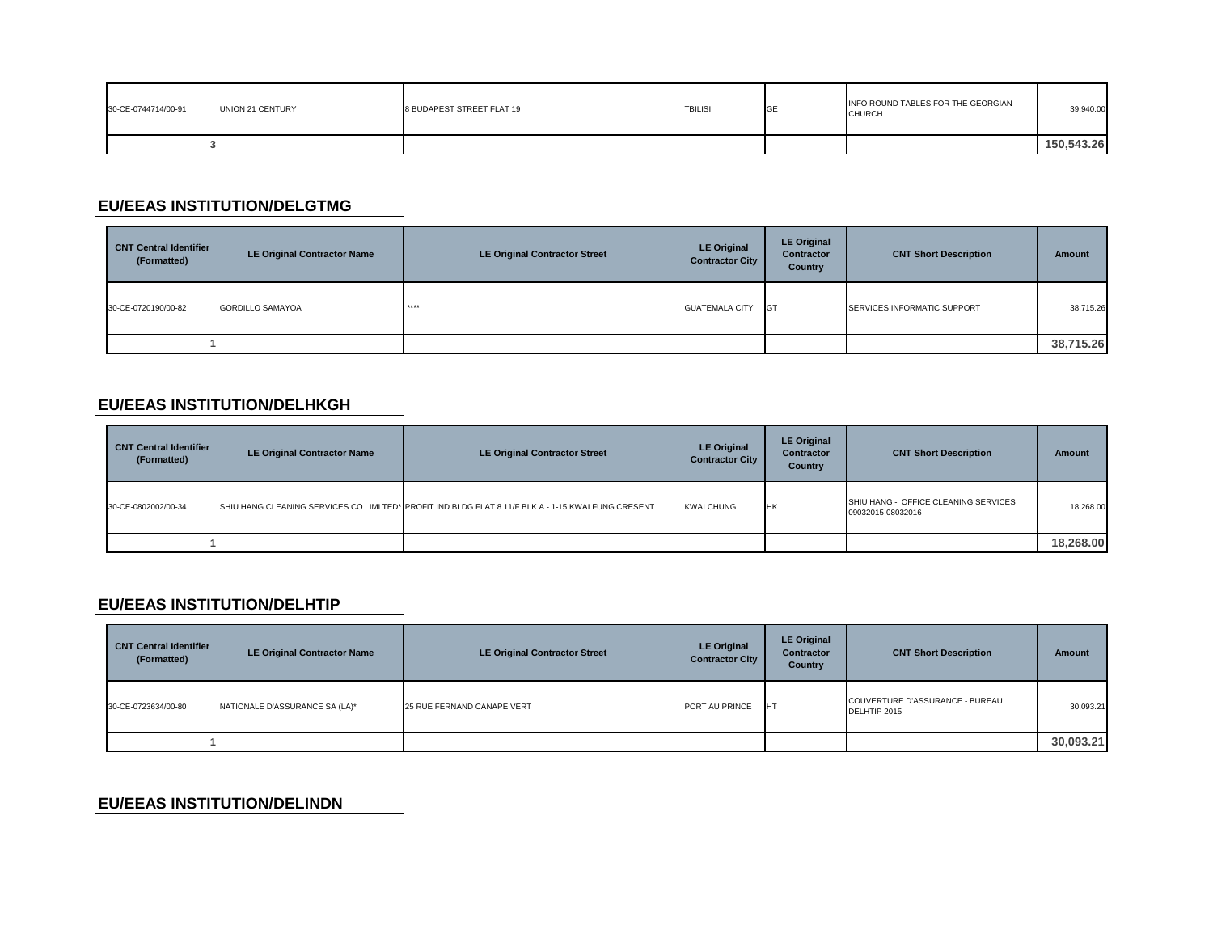| | | | | | | |
|---|---|---|---|---|---|---|
| 30-CE-0744714/00-91 | UNION 21 CENTURY | 8 BUDAPEST STREET FLAT 19 | TBILISI | GE | INFO ROUND TABLES FOR THE GEORGIAN CHURCH | 39,940.00 |
| 3 | | | | | | **150,543.26** |

## EU/EEAS INSTITUTION/DELGTMG

| CNT Central Identifier (Formatted) | LE Original Contractor Name | LE Original Contractor Street | LE Original Contractor City | LE Original Contractor Country | CNT Short Description | Amount |
|---|---|---|---|---|---|---|
| 30-CE-0720190/00-82 | GORDILLO SAMAYOA | **** | GUATEMALA CITY | GT | SERVICES INFORMATIC SUPPORT | 38,715.26 |
| 1 | | | | | | **38,715.26** |

## EU/EEAS INSTITUTION/DELHKGH

| CNT Central Identifier (Formatted) | LE Original Contractor Name | LE Original Contractor Street | LE Original Contractor City | LE Original Contractor Country | CNT Short Description | Amount |
|---|---|---|---|---|---|---|
| 30-CE-0802002/00-34 | SHIU HANG CLEANING SERVICES CO LIMI TED* | PROFIT IND BLDG FLAT 8 11/F BLK A - 1-15 KWAI FUNG CRESENT | KWAI CHUNG | HK | SHIU HANG - OFFICE CLEANING SERVICES 09032015-08032016 | 18,268.00 |
| 1 | | | | | | **18,268.00** |

## EU/EEAS INSTITUTION/DELHTIP

| CNT Central Identifier (Formatted) | LE Original Contractor Name | LE Original Contractor Street | LE Original Contractor City | LE Original Contractor Country | CNT Short Description | Amount |
|---|---|---|---|---|---|---|
| 30-CE-0723634/00-80 | NATIONALE D'ASSURANCE SA (LA)* | 25 RUE FERNAND CANAPE VERT | PORT AU PRINCE | HT | COUVERTURE D'ASSURANCE - BUREAU DELHTIP 2015 | 30,093.21 |
| 1 | | | | | | **30,093.21** |

## EU/EEAS INSTITUTION/DELINDN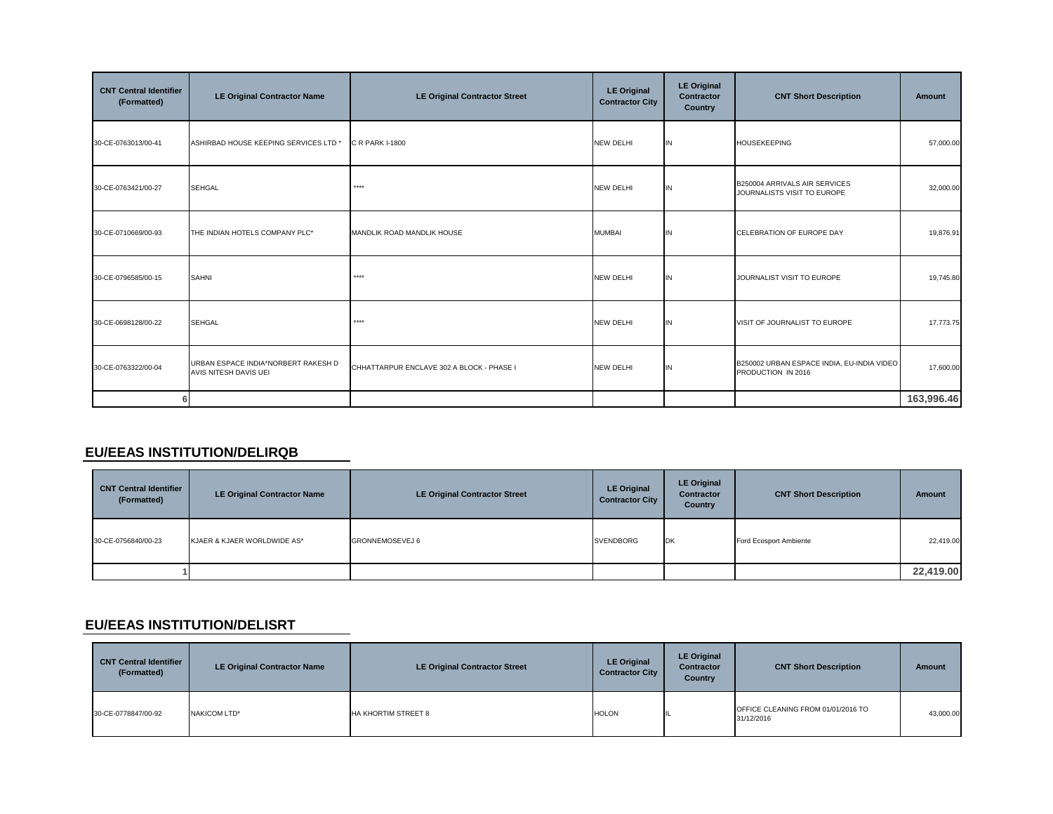| CNT Central Identifier (Formatted) | LE Original Contractor Name | LE Original Contractor Street | LE Original Contractor City | LE Original Contractor Country | CNT Short Description | Amount |
|---|---|---|---|---|---|---|
| 30-CE-0763013/00-41 | ASHIRBAD HOUSE KEEPING SERVICES LTD * | C R PARK I-1800 | NEW DELHI | IN | HOUSEKEEPING | 57,000.00 |
| 30-CE-0763421/00-27 | SEHGAL | **** | NEW DELHI | IN | B250004 ARRIVALS AIR SERVICES JOURNALISTS VISIT TO EUROPE | 32,000.00 |
| 30-CE-0710669/00-93 | THE INDIAN HOTELS COMPANY PLC* | MANDLIK ROAD MANDLIK HOUSE | MUMBAI | IN | CELEBRATION OF EUROPE DAY | 19,876.91 |
| 30-CE-0796585/00-15 | SAHNI | **** | NEW DELHI | IN | JOURNALIST VISIT TO EUROPE | 19,745.80 |
| 30-CE-0698128/00-22 | SEHGAL | **** | NEW DELHI | IN | VISIT OF JOURNALIST TO EUROPE | 17,773.75 |
| 30-CE-0763322/00-04 | URBAN ESPACE INDIA*NORBERT RAKESH D AVIS NITESH DAVIS UEI | CHHATTARPUR ENCLAVE 302 A BLOCK - PHASE I | NEW DELHI | IN | B250002 URBAN ESPACE INDIA, EU-INDIA VIDEO PRODUCTION IN 2016 | 17,600.00 |
| 6 | | | | | | **163,996.46** |

## EU/EEAS INSTITUTION/DELIRQB

| CNT Central Identifier (Formatted) | LE Original Contractor Name | LE Original Contractor Street | LE Original Contractor City | LE Original Contractor Country | CNT Short Description | Amount |
|---|---|---|---|---|---|---|
| 30-CE-0756840/00-23 | KJAER & KJAER WORLDWIDE AS* | GRONNEMOSEVEJ 6 | SVENDBORG | DK | Ford Ecosport Ambiente | 22,419.00 |
| 1 | | | | | | **22,419.00** |

## EU/EEAS INSTITUTION/DELISRT

| CNT Central Identifier (Formatted) | LE Original Contractor Name | LE Original Contractor Street | LE Original Contractor City | LE Original Contractor Country | CNT Short Description | Amount |
|---|---|---|---|---|---|---|
| 30-CE-0778847/00-92 | NAKICOM LTD* | HA KHORTIM STREET 8 | HOLON | IL | OFFICE CLEANING FROM 01/01/2016 TO 31/12/2016 | 43,000.00 |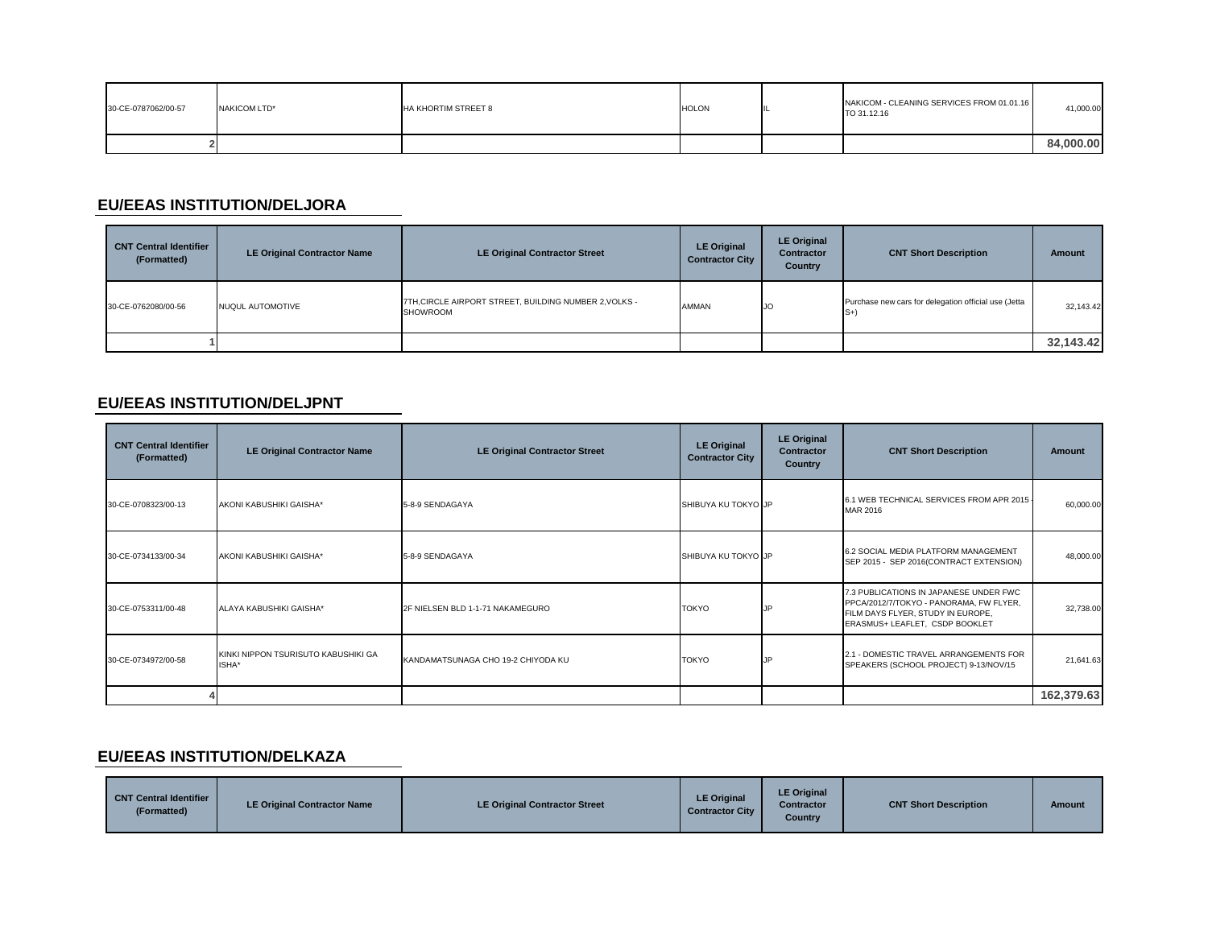| | | | | | | |
|---|---|---|---|---|---|---|
| 30-CE-0787062/00-57 | NAKICOM LTD* | HA KHORTIM STREET 8 | HOLON | IL | NAKICOM - CLEANING SERVICES FROM 01.01.16 TO 31.12.16 | 41,000.00 |
| 2 | | | | | | **84,000.00** |

## EU/EEAS INSTITUTION/DELJORA

| CNT Central Identifier (Formatted) | LE Original Contractor Name | LE Original Contractor Street | LE Original Contractor City | LE Original Contractor Country | CNT Short Description | Amount |
|---|---|---|---|---|---|---|
| 30-CE-0762080/00-56 | NUQUL AUTOMOTIVE | 7TH,CIRCLE AIRPORT STREET, BUILDING NUMBER 2,VOLKS - SHOWROOM | AMMAN | JO | Purchase new cars for delegation official use (Jetta S+) | 32,143.42 |
| 1 | | | | | | **32,143.42** |

## EU/EEAS INSTITUTION/DELJPNT

| CNT Central Identifier (Formatted) | LE Original Contractor Name | LE Original Contractor Street | LE Original Contractor City | LE Original Contractor Country | CNT Short Description | Amount |
|---|---|---|---|---|---|---|
| 30-CE-0708323/00-13 | AKONI KABUSHIKI GAISHA* | 5-8-9 SENDAGAYA | SHIBUYA KU TOKYO | JP | 6.1 WEB TECHNICAL SERVICES FROM APR 2015 - MAR 2016 | 60,000.00 |
| 30-CE-0734133/00-34 | AKONI KABUSHIKI GAISHA* | 5-8-9 SENDAGAYA | SHIBUYA KU TOKYO | JP | 6.2 SOCIAL MEDIA PLATFORM MANAGEMENT SEP 2015 - SEP 2016(CONTRACT EXTENSION) | 48,000.00 |
| 30-CE-0753311/00-48 | ALAYA KABUSHIKI GAISHA* | 2F NIELSEN BLD 1-1-71 NAKAMEGURO | TOKYO | JP | 7.3 PUBLICATIONS IN JAPANESE UNDER FWC PPCA/2012/7/TOKYO - PANORAMA, FW FLYER, FILM DAYS FLYER, STUDY IN EUROPE, ERASMUS+ LEAFLET, CSDP BOOKLET | 32,738.00 |
| 30-CE-0734972/00-58 | KINKI NIPPON TSURISUTO KABUSHIKI GA ISHA* | KANDAMATSUNAGA CHO 19-2 CHIYODA KU | TOKYO | JP | 2.1 - DOMESTIC TRAVEL ARRANGEMENTS FOR SPEAKERS (SCHOOL PROJECT) 9-13/NOV/15 | 21,641.63 |
| 4 | | | | | | **162,379.63** |

## EU/EEAS INSTITUTION/DELKAZA

| CNT Central Identifier (Formatted) | LE Original Contractor Name | LE Original Contractor Street | LE Original Contractor City | LE Original Contractor Country | CNT Short Description | Amount |
|---|---|---|---|---|---|---|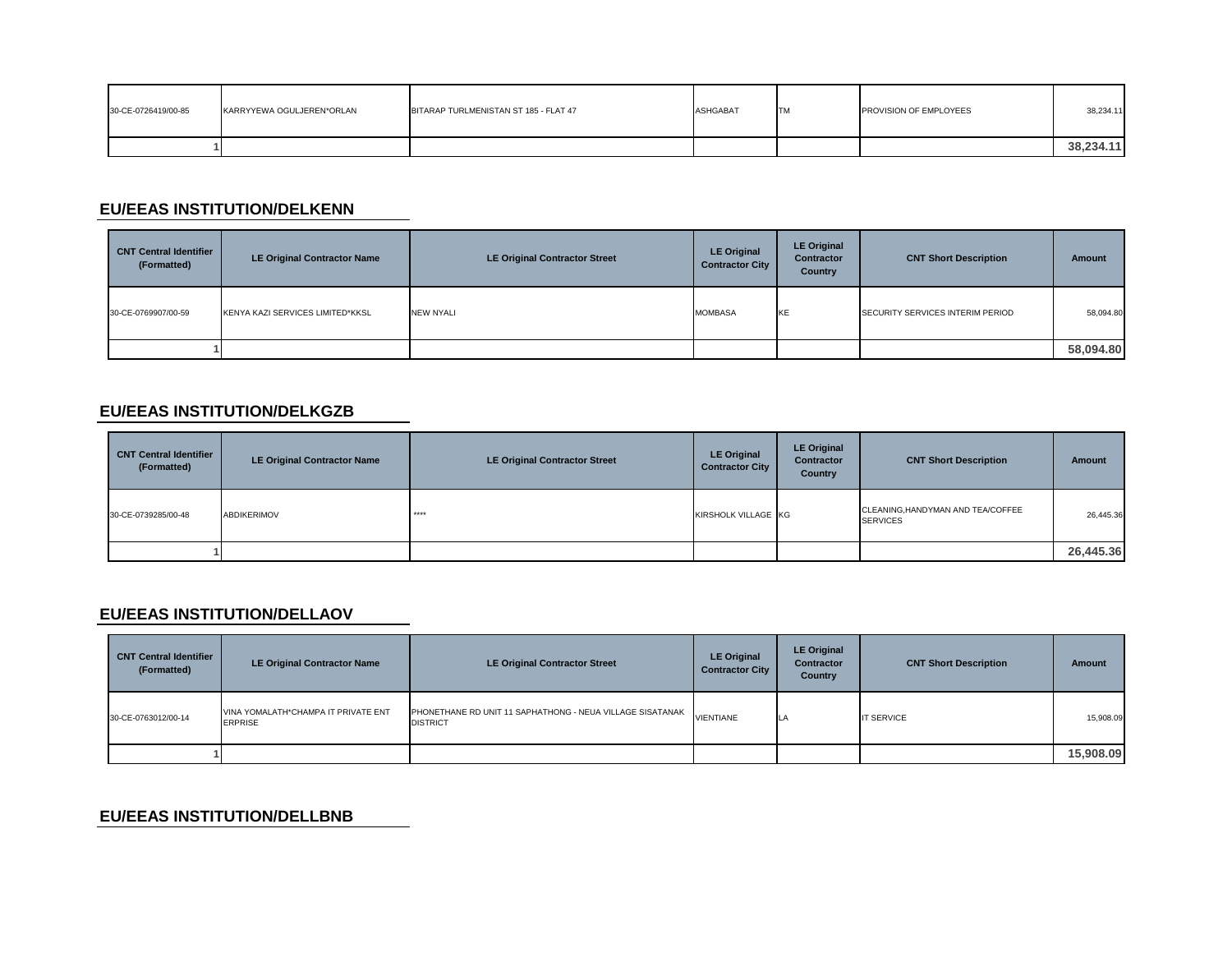| | | | | | | |
|---|---|---|---|---|---|---|
| 30-CE-0726419/00-85 | KARRYYEWA OGULJEREN*ORLAN | BITARAP TURLMENISTAN ST 185 - FLAT 47 | ASHGABAT | TM | PROVISION OF EMPLOYEES | 38,234.11 |
| 1 | | | | | | **38,234.11** |

## EU/EEAS INSTITUTION/DELKENN

| CNT Central Identifier (Formatted) | LE Original Contractor Name | LE Original Contractor Street | LE Original Contractor City | LE Original Contractor Country | CNT Short Description | Amount |
|---|---|---|---|---|---|---|
| 30-CE-0769907/00-59 | KENYA KAZI SERVICES LIMITED*KKSL | NEW NYALI | MOMBASA | KE | SECURITY SERVICES INTERIM PERIOD | 58,094.80 |
| 1 | | | | | | **58,094.80** |

## EU/EEAS INSTITUTION/DELKGZB

| CNT Central Identifier (Formatted) | LE Original Contractor Name | LE Original Contractor Street | LE Original Contractor City | LE Original Contractor Country | CNT Short Description | Amount |
|---|---|---|---|---|---|---|
| 30-CE-0739285/00-48 | ABDIKERIMOV | **** | KIRSHOLK VILLAGE | KG | CLEANING,HANDYMAN AND TEA/COFFEE SERVICES | 26,445.36 |
| 1 | | | | | | **26,445.36** |

## EU/EEAS INSTITUTION/DELLAOV

| CNT Central Identifier (Formatted) | LE Original Contractor Name | LE Original Contractor Street | LE Original Contractor City | LE Original Contractor Country | CNT Short Description | Amount |
|---|---|---|---|---|---|---|
| 30-CE-0763012/00-14 | VINA YOMALATH*CHAMPA IT PRIVATE ENT ERPRISE | PHONETHANE RD UNIT 11 SAPHATHONG - NEUA VILLAGE SISATANAK DISTRICT | VIENTIANE | LA | IT SERVICE | 15,908.09 |
| 1 | | | | | | **15,908.09** |

## EU/EEAS INSTITUTION/DELLBNB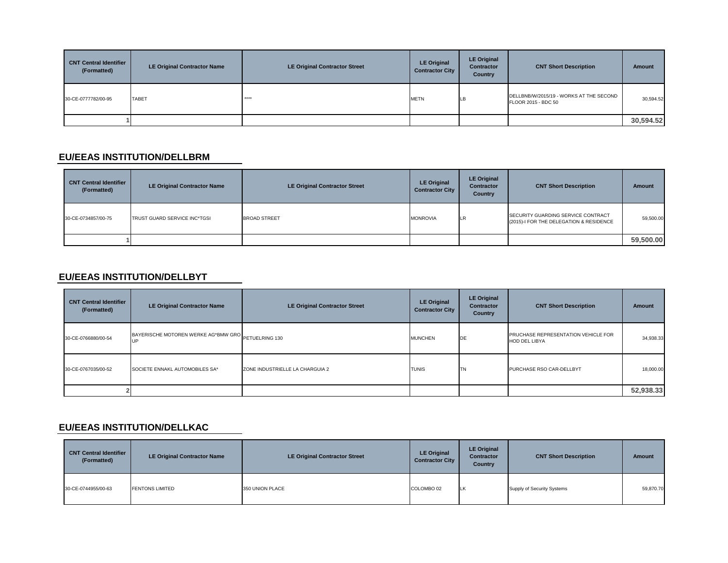| CNT Central Identifier (Formatted) | LE Original Contractor Name | LE Original Contractor Street | LE Original Contractor City | LE Original Contractor Country | CNT Short Description | Amount |
|---|---|---|---|---|---|---|
| 30-CE-0777782/00-95 | TABET | **** | METN | LB | DELLBNB/W/2015/19 - WORKS AT THE SECOND FLOOR 2015 - BDC 50 | 30,594.52 |
| 1 | | | | | | **30,594.52** |

## EU/EEAS INSTITUTION/DELLBRM

| CNT Central Identifier (Formatted) | LE Original Contractor Name | LE Original Contractor Street | LE Original Contractor City | LE Original Contractor Country | CNT Short Description | Amount |
|---|---|---|---|---|---|---|
| 30-CE-0734857/00-75 | TRUST GUARD SERVICE INC*TGSI | BROAD STREET | MONROVIA | LR | SECURITY GUARDING SERVICE CONTRACT (2015)-I FOR THE DELEGATION & RESIDENCE | 59,500.00 |
| 1 | | | | | | **59,500.00** |

## EU/EEAS INSTITUTION/DELLBYT

| CNT Central Identifier (Formatted) | LE Original Contractor Name | LE Original Contractor Street | LE Original Contractor City | LE Original Contractor Country | CNT Short Description | Amount |
|---|---|---|---|---|---|---|
| 30-CE-0766880/00-54 | BAYERISCHE MOTOREN WERKE AG*BMW GROUP | PETUELRING 130 | MUNCHEN | DE | PRUCHASE REPRESENTATION VEHICLE FOR HOD DEL LIBYA | 34,938.33 |
| 30-CE-0767035/00-52 | SOCIETE ENNAKL AUTOMOBILES SA* | ZONE INDUSTRIELLE LA CHARGUIA 2 | TUNIS | TN | PURCHASE RSO CAR-DELLBYT | 18,000.00 |
| 2 | | | | | | **52,938.33** |

## EU/EEAS INSTITUTION/DELLKAC

| CNT Central Identifier (Formatted) | LE Original Contractor Name | LE Original Contractor Street | LE Original Contractor City | LE Original Contractor Country | CNT Short Description | Amount |
|---|---|---|---|---|---|---|
| 30-CE-0744955/00-63 | FENTONS LIMITED | 350 UNION PLACE | COLOMBO 02 | LK | Supply of Security Systems | 59,870.70 |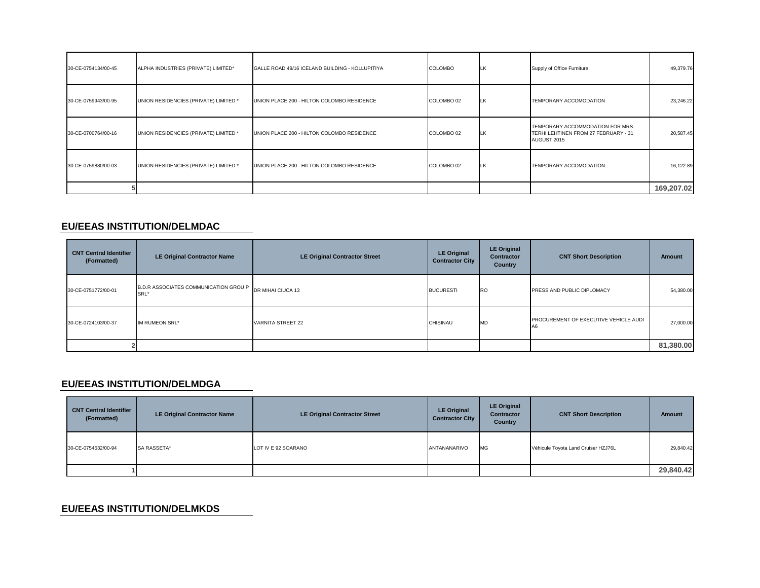| CNT Central Identifier (Formatted) | LE Original Contractor Name | LE Original Contractor Street | LE Original Contractor City | LE Original Contractor Country | CNT Short Description | Amount |
|---|---|---|---|---|---|---|
| 30-CE-0754134/00-45 | ALPHA INDUSTRIES (PRIVATE) LIMITED* | GALLE ROAD 49/16 ICELAND BUILDING - KOLLUPITIYA | COLOMBO | LK | Supply of Office Furniture | 49,379.76 |
| 30-CE-0759943/00-95 | UNION RESIDENCIES (PRIVATE) LIMITED * | UNION PLACE 200 - HILTON COLOMBO RESIDENCE | COLOMBO 02 | LK | TEMPORARY ACCOMODATION | 23,246.22 |
| 30-CE-0700764/00-16 | UNION RESIDENCIES (PRIVATE) LIMITED * | UNION PLACE 200 - HILTON COLOMBO RESIDENCE | COLOMBO 02 | LK | TEMPORARY ACCOMMODATION FOR MRS. TERHI LEHTINEN FROM 27 FEBRUARY - 31 AUGUST 2015 | 20,587.45 |
| 30-CE-0759880/00-03 | UNION RESIDENCIES (PRIVATE) LIMITED * | UNION PLACE 200 - HILTON COLOMBO RESIDENCE | COLOMBO 02 | LK | TEMPORARY ACCOMODATION | 16,122.89 |
| 5 | | | | | | **169,207.02** |

## EU/EEAS INSTITUTION/DELMDAC

| CNT Central Identifier (Formatted) | LE Original Contractor Name | LE Original Contractor Street | LE Original Contractor City | LE Original Contractor Country | CNT Short Description | Amount |
|---|---|---|---|---|---|---|
| 30-CE-0751772/00-01 | B.D.R ASSOCIATES COMMUNICATION GROU P SRL* | DR MIHAI CIUCA 13 | BUCURESTI | RO | PRESS AND PUBLIC DIPLOMACY | 54,380.00 |
| 30-CE-0724103/00-37 | IM RUMEON SRL* | VARNITA STREET 22 | CHISINAU | MD | PROCUREMENT OF EXECUTIVE VEHICLE AUDI A6 | 27,000.00 |
| 2 | | | | | | **81,380.00** |

## EU/EEAS INSTITUTION/DELMDGA

| CNT Central Identifier (Formatted) | LE Original Contractor Name | LE Original Contractor Street | LE Original Contractor City | LE Original Contractor Country | CNT Short Description | Amount |
|---|---|---|---|---|---|---|
| 30-CE-0754532/00-94 | SA RASSETA* | LOT IV E 92 SOARANO | ANTANANARIVO | MG | Véhicule Toyota Land Cruiser HZJ76L | 29,840.42 |
| 1 | | | | | | **29,840.42** |

## EU/EEAS INSTITUTION/DELMKDS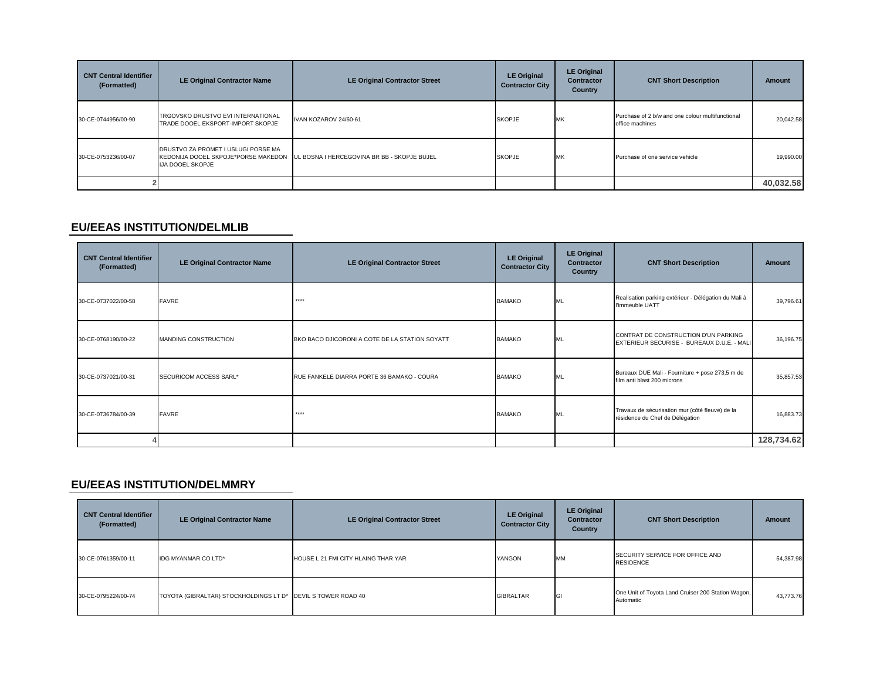| CNT Central Identifier (Formatted) | LE Original Contractor Name | LE Original Contractor Street | LE Original Contractor City | LE Original Contractor Country | CNT Short Description | Amount |
|---|---|---|---|---|---|---|
| 30-CE-0744956/00-90 | TRGOVSKO DRUSTVO EVI INTERNATIONAL TRADE DOOEL EKSPORT-IMPORT SKOPJE | IVAN KOZAROV 24/60-61 | SKOPJE | MK | Purchase of 2 b/w and one colour multifunctional office machines | 20,042.58 |
| 30-CE-0753236/00-07 | DRUSTVO ZA PROMET I USLUGI PORSE MA KEDONIJA DOOEL SKPOJE*PORSE MAKEDON IJA DOOEL SKOPJE | UL BOSNA I HERCEGOVINA BR BB - SKOPJE BUJEL | SKOPJE | MK | Purchase of one service vehicle | 19,990.00 |
| 2 | | | | | | **40,032.58** |

## EU/EEAS INSTITUTION/DELMLIB

| CNT Central Identifier (Formatted) | LE Original Contractor Name | LE Original Contractor Street | LE Original Contractor City | LE Original Contractor Country | CNT Short Description | Amount |
|---|---|---|---|---|---|---|
| 30-CE-0737022/00-58 | FAVRE | **** | BAMAKO | ML | Realisation parking extérieur - Délégation du Mali à l'immeuble UATT | 39,796.61 |
| 30-CE-0768190/00-22 | MANDING CONSTRUCTION | BKO BACO DJICORONI A COTE DE LA STATION SOYATT | BAMAKO | ML | CONTRAT DE CONSTRUCTION D'UN PARKING EXTERIEUR SECURISE - BUREAUX D.U.E. - MALI | 36,196.75 |
| 30-CE-0737021/00-31 | SECURICOM ACCESS SARL* | RUE FANKELE DIARRA PORTE 36 BAMAKO - COURA | BAMAKO | ML | Bureaux DUE Mali - Fourniture + pose 273,5 m de film anti blast 200 microns | 35,857.53 |
| 30-CE-0736784/00-39 | FAVRE | **** | BAMAKO | ML | Travaux de sécurisation mur (côté fleuve) de la résidence du Chef de Délégation | 16,883.73 |
| 4 | | | | | | **128,734.62** |

## EU/EEAS INSTITUTION/DELMMRY

| CNT Central Identifier (Formatted) | LE Original Contractor Name | LE Original Contractor Street | LE Original Contractor City | LE Original Contractor Country | CNT Short Description | Amount |
|---|---|---|---|---|---|---|
| 30-CE-0761359/00-11 | IDG MYANMAR CO LTD* | HOUSE L 21 FMI CITY HLAING THAR YAR | YANGON | MM | SECURITY SERVICE FOR OFFICE AND RESIDENCE | 54,387.98 |
| 30-CE-0795224/00-74 | TOYOTA (GIBRALTAR) STOCKHOLDINGS LT D* | DEVIL S TOWER ROAD 40 | GIBRALTAR | GI | One Unit of Toyota Land Cruiser 200 Station Wagon, Automatic | 43,773.76 |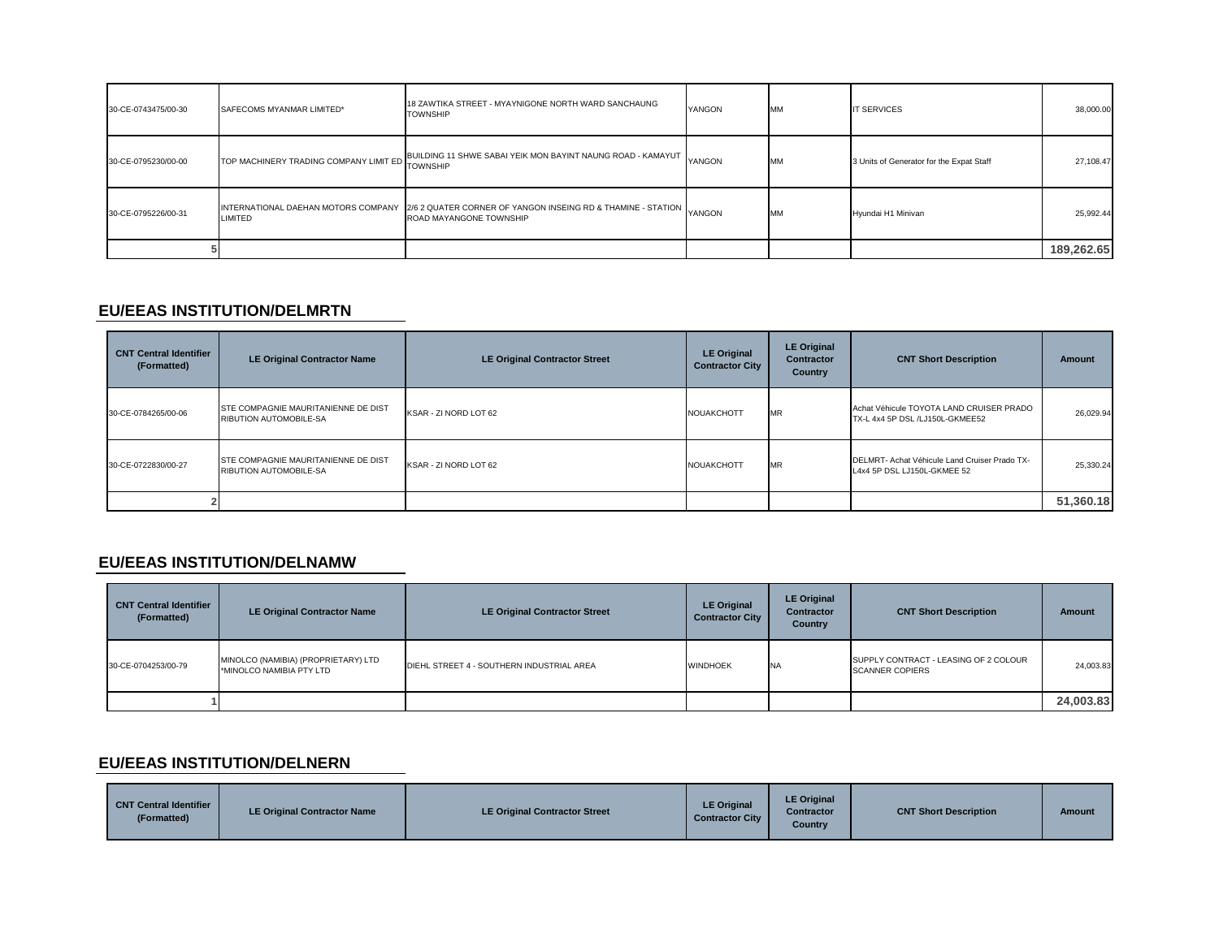| | | | | | | |
|---|---|---|---|---|---|---|
| 30-CE-0743475/00-30 | SAFECOMS MYANMAR LIMITED* | 18 ZAWTIKA STREET - MYAYNIGONE NORTH WARD SANCHAUNG TOWNSHIP | YANGON | MM | IT SERVICES | 38,000.00 |
| 30-CE-0795230/00-00 | TOP MACHINERY TRADING COMPANY LIMIT ED | BUILDING 11 SHWE SABAI YEIK MON BAYINT NAUNG ROAD - KAMAYUT TOWNSHIP | YANGON | MM | 3 Units of Generator for the Expat Staff | 27,108.47 |
| 30-CE-0795226/00-31 | INTERNATIONAL DAEHAN MOTORS COMPANY LIMITED | 2/6 2 QUATER CORNER OF YANGON INSEING RD & THAMINE - STATION ROAD MAYANGONE TOWNSHIP | YANGON | MM | Hyundai H1 Minivan | 25,992.44 |
| 5 | | | | | | **189,262.65** |

## EU/EEAS INSTITUTION/DELMRTN

| CNT Central Identifier (Formatted) | LE Original Contractor Name | LE Original Contractor Street | LE Original Contractor City | LE Original Contractor Country | CNT Short Description | Amount |
|---|---|---|---|---|---|---|
| 30-CE-0784265/00-06 | STE COMPAGNIE MAURITANIENNE DE DIST RIBUTION AUTOMOBILE-SA | KSAR - ZI NORD LOT 62 | NOUAKCHOTT | MR | Achat Véhicule TOYOTA LAND CRUISER PRADO TX-L 4x4 5P DSL /LJ150L-GKMEE52 | 26,029.94 |
| 30-CE-0722830/00-27 | STE COMPAGNIE MAURITANIENNE DE DIST RIBUTION AUTOMOBILE-SA | KSAR - ZI NORD LOT 62 | NOUAKCHOTT | MR | DELMRT- Achat Véhicule Land Cruiser Prado TX-L4x4 5P DSL LJ150L-GKMEE 52 | 25,330.24 |
| 2 | | | | | | **51,360.18** |

## EU/EEAS INSTITUTION/DELNAMW

| CNT Central Identifier (Formatted) | LE Original Contractor Name | LE Original Contractor Street | LE Original Contractor City | LE Original Contractor Country | CNT Short Description | Amount |
|---|---|---|---|---|---|---|
| 30-CE-0704253/00-79 | MINOLCO (NAMIBIA) (PROPRIETARY) LTD *MINOLCO NAMIBIA PTY LTD | DIEHL STREET 4 - SOUTHERN INDUSTRIAL AREA | WINDHOEK | NA | SUPPLY CONTRACT - LEASING OF 2 COLOUR SCANNER COPIERS | 24,003.83 |
| 1 | | | | | | **24,003.83** |

## EU/EEAS INSTITUTION/DELNERN

| CNT Central Identifier (Formatted) | LE Original Contractor Name | LE Original Contractor Street | LE Original Contractor City | LE Original Contractor Country | CNT Short Description | Amount |
|---|---|---|---|---|---|---|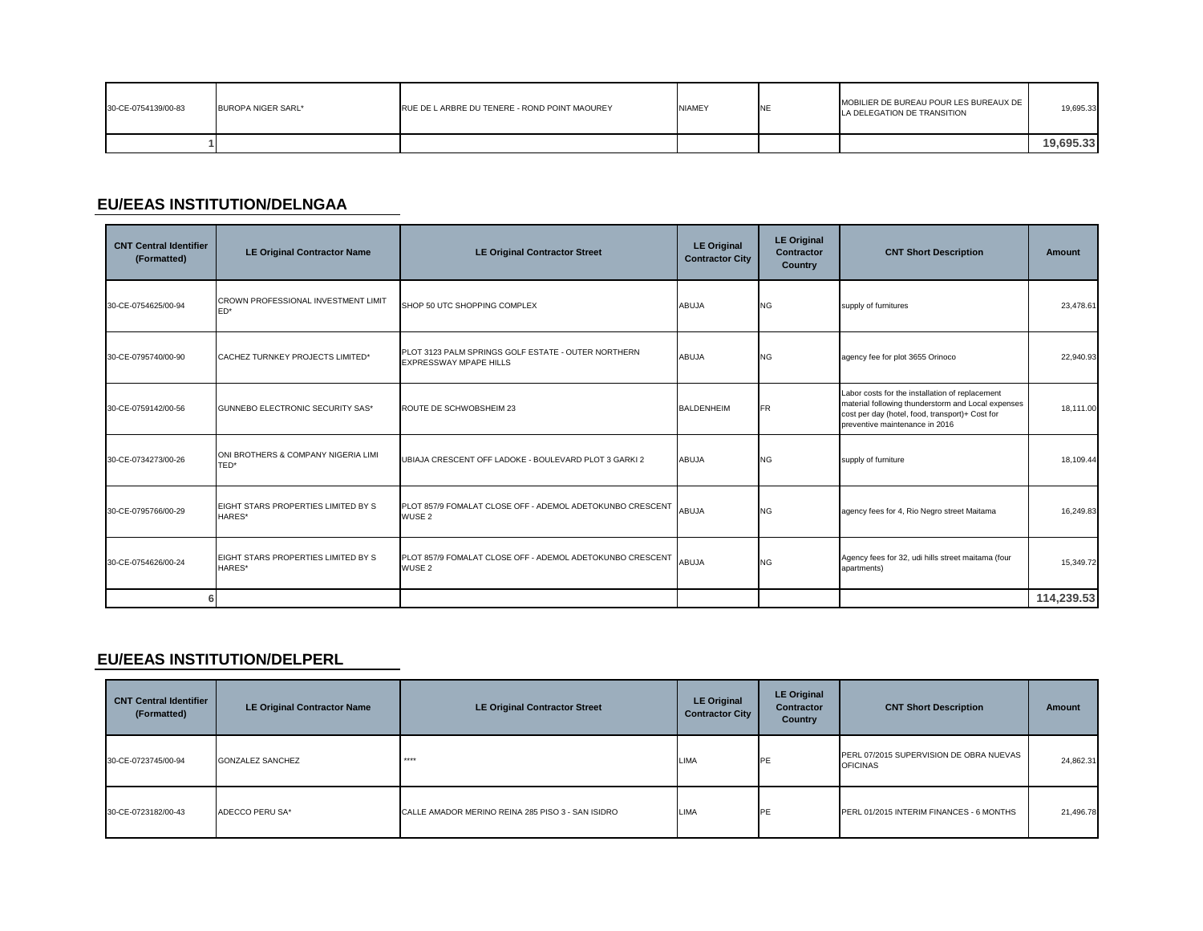| CNT Central Identifier (Formatted) | LE Original Contractor Name | LE Original Contractor Street | LE Original Contractor City | LE Original Contractor Country | CNT Short Description | Amount |
|---|---|---|---|---|---|---|
| 30-CE-0754139/00-83 | BUROPA NIGER SARL* | RUE DE L ARBRE DU TENERE - ROND POINT MAOUREY | NIAMEY | NE | MOBILIER DE BUREAU POUR LES BUREAUX DE LA DELEGATION DE TRANSITION | 19,695.33 |
| 1 | | | | | | **19,695.33** |

## EU/EEAS INSTITUTION/DELNGAA

| CNT Central Identifier (Formatted) | LE Original Contractor Name | LE Original Contractor Street | LE Original Contractor City | LE Original Contractor Country | CNT Short Description | Amount |
|---|---|---|---|---|---|---|
| 30-CE-0754625/00-94 | CROWN PROFESSIONAL INVESTMENT LIMITED* | SHOP 50 UTC SHOPPING COMPLEX | ABUJA | NG | supply of furnitures | 23,478.61 |
| 30-CE-0795740/00-90 | CACHEZ TURNKEY PROJECTS LIMITED* | PLOT 3123 PALM SPRINGS GOLF ESTATE - OUTER NORTHERN EXPRESSWAY MPAPE HILLS | ABUJA | NG | agency fee for plot 3655 Orinoco | 22,940.93 |
| 30-CE-0759142/00-56 | GUNNEBO ELECTRONIC SECURITY SAS* | ROUTE DE SCHWOBSHEIM 23 | BALDENHEIM | FR | Labor costs for the installation of replacement material following thunderstorm and Local expenses cost per day (hotel, food, transport)+ Cost for preventive maintenance in 2016 | 18,111.00 |
| 30-CE-0734273/00-26 | ONI BROTHERS & COMPANY NIGERIA LIMITED* | UBIAJA CRESCENT OFF LADOKE - BOULEVARD PLOT 3 GARKI 2 | ABUJA | NG | supply of furniture | 18,109.44 |
| 30-CE-0795766/00-29 | EIGHT STARS PROPERTIES LIMITED BY SHARES* | PLOT 857/9 FOMALAT CLOSE OFF - ADEMOL ADETOKUNBO CRESCENT WUSE 2 | ABUJA | NG | agency fees for 4, Rio Negro street Maitama | 16,249.83 |
| 30-CE-0754626/00-24 | EIGHT STARS PROPERTIES LIMITED BY SHARES* | PLOT 857/9 FOMALAT CLOSE OFF - ADEMOL ADETOKUNBO CRESCENT WUSE 2 | ABUJA | NG | Agency fees for 32, udi hills street maitama (four apartments) | 15,349.72 |
| 6 | | | | | | **114,239.53** |

## EU/EEAS INSTITUTION/DELPERL

| CNT Central Identifier (Formatted) | LE Original Contractor Name | LE Original Contractor Street | LE Original Contractor City | LE Original Contractor Country | CNT Short Description | Amount |
|---|---|---|---|---|---|---|
| 30-CE-0723745/00-94 | GONZALEZ SANCHEZ | **** | LIMA | PE | PERL 07/2015 SUPERVISION DE OBRA NUEVAS OFICINAS | 24,862.31 |
| 30-CE-0723182/00-43 | ADECCO PERU SA* | CALLE AMADOR MERINO REINA 285 PISO 3 - SAN ISIDRO | LIMA | PE | PERL 01/2015 INTERIM FINANCES - 6 MONTHS | 21,496.78 |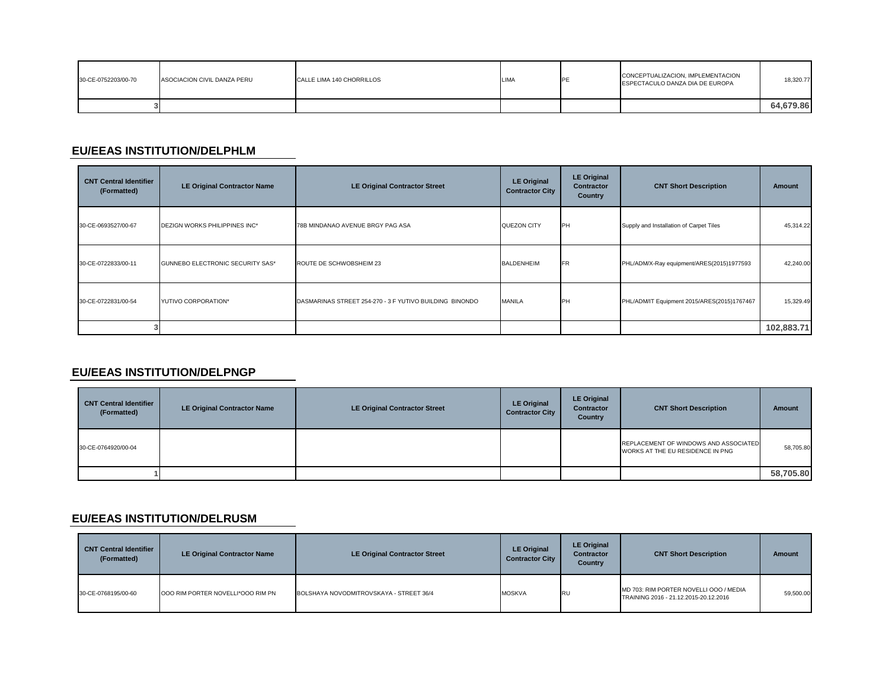| | | | | | | |
|---|---|---|---|---|---|---|
| 30-CE-0752203/00-70 | ASOCIACION CIVIL DANZA PERU | CALLE LIMA 140 CHORRILLOS | LIMA | PE | CONCEPTUALIZACION, IMPLEMENTACION ESPECTACULO DANZA DIA DE EUROPA | 18,320.77 |
| 3 | | | | | | **64,679.86** |

## EU/EEAS INSTITUTION/DELPHLM

| CNT Central Identifier (Formatted) | LE Original Contractor Name | LE Original Contractor Street | LE Original Contractor City | LE Original Contractor Country | CNT Short Description | Amount |
|---|---|---|---|---|---|---|
| 30-CE-0693527/00-67 | DEZIGN WORKS PHILIPPINES INC* | 78B MINDANAO AVENUE BRGY PAG ASA | QUEZON CITY | PH | Supply and Installation of Carpet Tiles | 45,314.22 |
| 30-CE-0722833/00-11 | GUNNEBO ELECTRONIC SECURITY SAS* | ROUTE DE SCHWOBSHEIM 23 | BALDENHEIM | FR | PHL/ADM/X-Ray equipment/ARES(2015)1977593 | 42,240.00 |
| 30-CE-0722831/00-54 | YUTIVO CORPORATION* | DASMARINAS STREET 254-270 - 3 F YUTIVO BUILDING BINONDO | MANILA | PH | PHL/ADM/IT Equipment 2015/ARES(2015)1767467 | 15,329.49 |
| 3 | | | | | | **102,883.71** |

## EU/EEAS INSTITUTION/DELPNGP

| CNT Central Identifier (Formatted) | LE Original Contractor Name | LE Original Contractor Street | LE Original Contractor City | LE Original Contractor Country | CNT Short Description | Amount |
|---|---|---|---|---|---|---|
| 30-CE-0764920/00-04 | | | | | REPLACEMENT OF WINDOWS AND ASSOCIATED WORKS AT THE EU RESIDENCE IN PNG | 58,705.80 |
| 1 | | | | | | **58,705.80** |

## EU/EEAS INSTITUTION/DELRUSM

| CNT Central Identifier (Formatted) | LE Original Contractor Name | LE Original Contractor Street | LE Original Contractor City | LE Original Contractor Country | CNT Short Description | Amount |
|---|---|---|---|---|---|---|
| 30-CE-0768195/00-60 | OOO RIM PORTER NOVELLI*OOO RIM PN | BOLSHAYA NOVODMITROVSKAYA - STREET 36/4 | MOSKVA | RU | MD 703: RIM PORTER NOVELLI OOO / MEDIA TRAINING 2016 - 21.12.2015-20.12.2016 | 59,500.00 |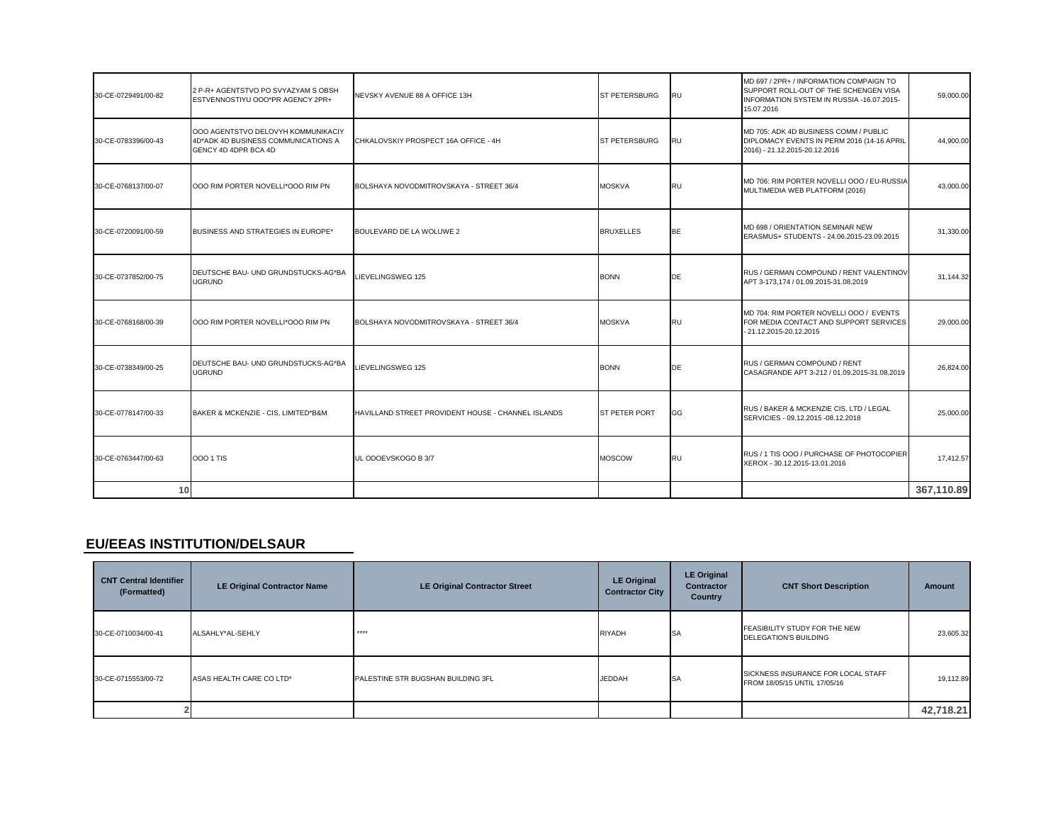| | | | | | | |
|---|---|---|---|---|---|---|
| 30-CE-0729491/00-82 | 2 P-R+ AGENTSTVO PO SVYAZYAM S OBSH ESTVENNOSTIYU OOO*PR AGENCY 2PR+ | NEVSKY AVENUE 88 A OFFICE 13H | ST PETERSBURG | RU | MD 697 / 2PR+ / INFORMATION COMPAIGN TO SUPPORT ROLL-OUT OF THE SCHENGEN VISA INFORMATION SYSTEM IN RUSSIA -16.07.2015-15.07.2016 | 59,000.00 |
| 30-CE-0783396/00-43 | OOO AGENTSTVO DELOVYH KOMMUNIKACIY 4D*ADK 4D BUSINESS COMMUNICATIONS A GENCY 4D 4DPR BCA 4D | CHKALOVSKIY PROSPECT 16A OFFICE - 4H | ST PETERSBURG | RU | MD 705: ADK 4D BUSINESS COMM / PUBLIC DIPLOMACY EVENTS IN PERM 2016 (14-16 APRIL 2016) - 21.12.2015-20.12.2016 | 44,900.00 |
| 30-CE-0768137/00-07 | OOO RIM PORTER NOVELLI*OOO RIM PN | BOLSHAYA NOVODMITROVSKAYA - STREET 36/4 | MOSKVA | RU | MD 706: RIM PORTER NOVELLI OOO / EU-RUSSIA MULTIMEDIA WEB PLATFORM (2016) | 43,000.00 |
| 30-CE-0720091/00-59 | BUSINESS AND STRATEGIES IN EUROPE* | BOULEVARD DE LA WOLUWE 2 | BRUXELLES | BE | MD 698 / ORIENTATION SEMINAR NEW ERASMUS+ STUDENTS - 24.06.2015-23.09.2015 | 31,330.00 |
| 30-CE-0737852/00-75 | DEUTSCHE BAU- UND GRUNDSTUCKS-AG*BA UGRUND | LIEVELINGSWEG 125 | BONN | DE | RUS / GERMAN COMPOUND / RENT VALENTINOV APT 3-173,174 / 01.09.2015-31.08.2019 | 31,144.32 |
| 30-CE-0768168/00-39 | OOO RIM PORTER NOVELLI*OOO RIM PN | BOLSHAYA NOVODMITROVSKAYA - STREET 36/4 | MOSKVA | RU | MD 704: RIM PORTER NOVELLI OOO / EVENTS FOR MEDIA CONTACT AND SUPPORT SERVICES - 21.12.2015-20.12.2015 | 29,000.00 |
| 30-CE-0738349/00-25 | DEUTSCHE BAU- UND GRUNDSTUCKS-AG*BA UGRUND | LIEVELINGSWEG 125 | BONN | DE | RUS / GERMAN COMPOUND / RENT CASAGRANDE APT 3-212 / 01.09.2015-31.08.2019 | 26,824.00 |
| 30-CE-0778147/00-33 | BAKER & MCKENZIE - CIS, LIMITED*B&M | HAVILLAND STREET PROVIDENT HOUSE - CHANNEL ISLANDS | ST PETER PORT | GG | RUS / BAKER & MCKENZIE CIS. LTD / LEGAL SERVICIES - 09.12.2015 -08.12.2018 | 25,000.00 |
| 30-CE-0763447/00-63 | OOO 1 TIS | UL ODOEVSKOGO B 3/7 | MOSCOW | RU | RUS / 1 TIS OOO / PURCHASE OF PHOTOCOPIER XEROX - 30.12.2015-13.01.2016 | 17,412.57 |
| **10** | | | | | | **367,110.89** |

## EU/EEAS INSTITUTION/DELSAUR

| CNT Central Identifier (Formatted) | LE Original Contractor Name | LE Original Contractor Street | LE Original Contractor City | LE Original Contractor Country | CNT Short Description | Amount |
|---|---|---|---|---|---|---|
| 30-CE-0710034/00-41 | ALSAHLY*AL-SEHLY | **** | RIYADH | SA | FEASIBILITY STUDY FOR THE NEW DELEGATION'S BUILDING | 23,605.32 |
| 30-CE-0715553/00-72 | ASAS HEALTH CARE CO LTD* | PALESTINE STR BUGSHAN BUILDING 3FL | JEDDAH | SA | SICKNESS INSURANCE FOR LOCAL STAFF FROM 18/05/15 UNTIL 17/05/16 | 19,112.89 |
| **2** | | | | | | **42,718.21** |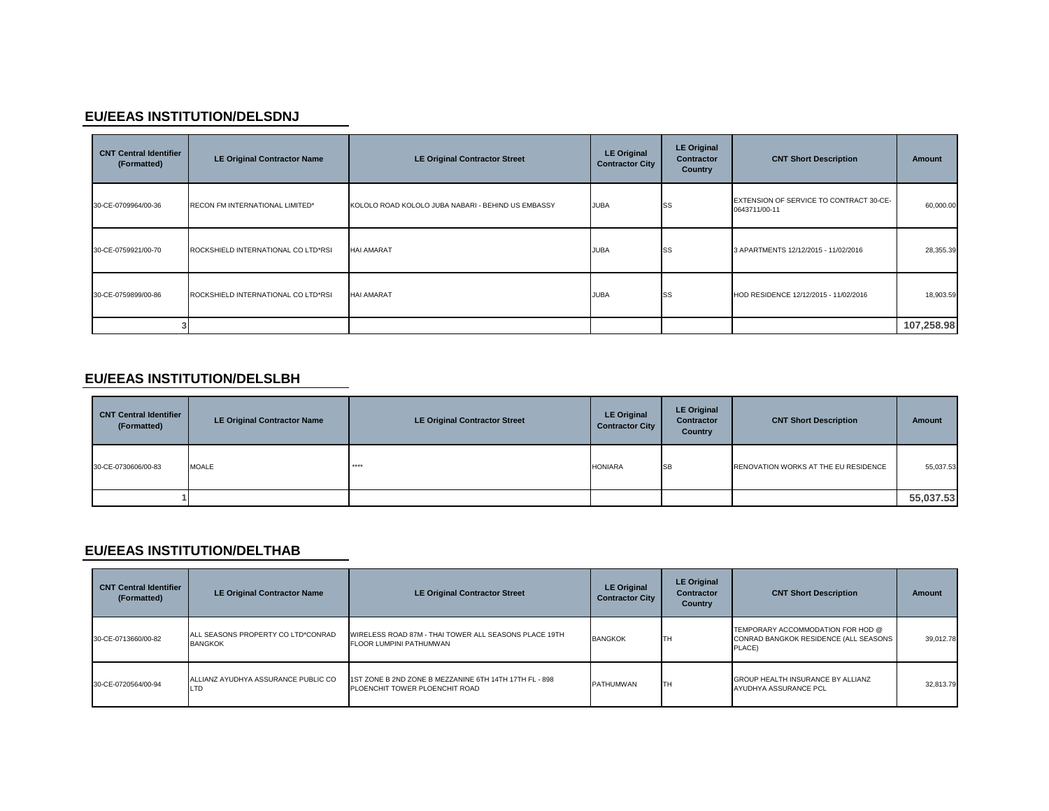## EU/EEAS INSTITUTION/DELSDNJ

| CNT Central Identifier (Formatted) | LE Original Contractor Name | LE Original Contractor Street | LE Original Contractor City | LE Original Contractor Country | CNT Short Description | Amount |
|---|---|---|---|---|---|---|
| 30-CE-0709964/00-36 | RECON FM INTERNATIONAL LIMITED* | KOLOLO ROAD KOLOLO JUBA NABARI - BEHIND US EMBASSY | JUBA | SS | EXTENSION OF SERVICE TO CONTRACT 30-CE-0643711/00-11 | 60,000.00 |
| 30-CE-0759921/00-70 | ROCKSHIELD INTERNATIONAL CO LTD*RSI | HAI AMARAT | JUBA | SS | 3 APARTMENTS 12/12/2015 - 11/02/2016 | 28,355.39 |
| 30-CE-0759899/00-86 | ROCKSHIELD INTERNATIONAL CO LTD*RSI | HAI AMARAT | JUBA | SS | HOD RESIDENCE 12/12/2015 - 11/02/2016 | 18,903.59 |
| 3 | | | | | | **107,258.98** |

## EU/EEAS INSTITUTION/DELSLBH

| CNT Central Identifier (Formatted) | LE Original Contractor Name | LE Original Contractor Street | LE Original Contractor City | LE Original Contractor Country | CNT Short Description | Amount |
|---|---|---|---|---|---|---|
| 30-CE-0730606/00-83 | MOALE | **** | HONIARA | SB | RENOVATION WORKS AT THE EU RESIDENCE | 55,037.53 |
| 1 | | | | | | **55,037.53** |

## EU/EEAS INSTITUTION/DELTHAB

| CNT Central Identifier (Formatted) | LE Original Contractor Name | LE Original Contractor Street | LE Original Contractor City | LE Original Contractor Country | CNT Short Description | Amount |
|---|---|---|---|---|---|---|
| 30-CE-0713660/00-82 | ALL SEASONS PROPERTY CO LTD*CONRAD BANGKOK | WIRELESS ROAD 87M - THAI TOWER ALL SEASONS PLACE 19TH FLOOR LUMPINI PATHUMWAN | BANGKOK | TH | TEMPORARY ACCOMMODATION FOR HOD @ CONRAD BANGKOK RESIDENCE (ALL SEASONS PLACE) | 39,012.78 |
| 30-CE-0720564/00-94 | ALLIANZ AYUDHYA ASSURANCE PUBLIC CO LTD | 1ST ZONE B 2ND ZONE B MEZZANINE 6TH 14TH 17TH FL - 898 PLOENCHIT TOWER PLOENCHIT ROAD | PATHUMWAN | TH | GROUP HEALTH INSURANCE BY ALLIANZ AYUDHYA ASSURANCE PCL | 32,813.79 |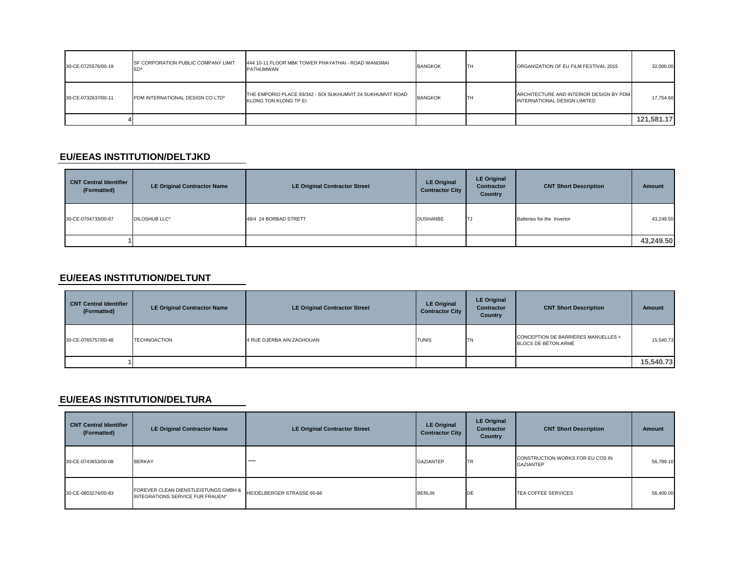| | | | | | | |
|---|---|---|---|---|---|---|
| 30-CE-0725576/00-19 | SF CORPORATION PUBLIC COMPANY LIMITED* | 444 10-11 FLOOR MBK TOWER PHAYATHAI - ROAD WANGMAI PATHUMWAN | BANGKOK | TH | ORGANIZATION OF EU FILM FESTIVAL 2015 | 32,000.00 |
| 30-CE-0732637/00-11 | PDM INTERNATIONAL DESIGN CO LTD* | THE EMPORIO PLACE 93/342 - SOI SUKHUMVIT 24 SUKHUMVIT ROAD KLONG TON KLONG TP EI | BANGKOK | TH | ARCHITECTURE AND INTERIOR DESIGN BY PDM INTERNATIONAL DESIGN LIMITED | 17,754.60 |
| 4 | | | | | | **121,581.17** |

## EU/EEAS INSTITUTION/DELTJKD

| CNT Central Identifier (Formatted) | LE Original Contractor Name | LE Original Contractor Street | LE Original Contractor City | LE Original Contractor Country | CNT Short Description | Amount |
|---|---|---|---|---|---|---|
| 30-CE-0704733/00-67 | DILOSHUB LLC* | 48/4 24 BORBAD STRETT | DUSHANBE | TJ | Batteries for the Invertor | 43,249.50 |
| 1 | | | | | | **43,249.50** |

## EU/EEAS INSTITUTION/DELTUNT

| CNT Central Identifier (Formatted) | LE Original Contractor Name | LE Original Contractor Street | LE Original Contractor City | LE Original Contractor Country | CNT Short Description | Amount |
|---|---|---|---|---|---|---|
| 30-CE-0765757/00-46 | TECHNOACTION | 4 RUE DJERBA AIN ZAGHOUAN | TUNIS | TN | CONCEPTION DE BARRIÈRES MANUELLES + BLOCS DE BÉTON ARMÉ | 15,540.73 |
| 1 | | | | | | **15,540.73** |

## EU/EEAS INSTITUTION/DELTURA

| CNT Central Identifier (Formatted) | LE Original Contractor Name | LE Original Contractor Street | LE Original Contractor City | LE Original Contractor Country | CNT Short Description | Amount |
|---|---|---|---|---|---|---|
| 30-CE-0743653/00-08 | BERKAY | **** | GAZIANTEP | TR | CONSTRUCTION WORKS FOR EU COS IN GAZIANTEP | 56,789.10 |
| 30-CE-0803274/00-83 | FOREVER CLEAN DIENSTLEISTUNGS GMBH & INTEGRATIONS SERVICE FUR FRAUEN* | HEIDELBERGER STRASSE 65-66 | BERLIN | DE | TEA COFFEE SERVICES | 56,400.00 |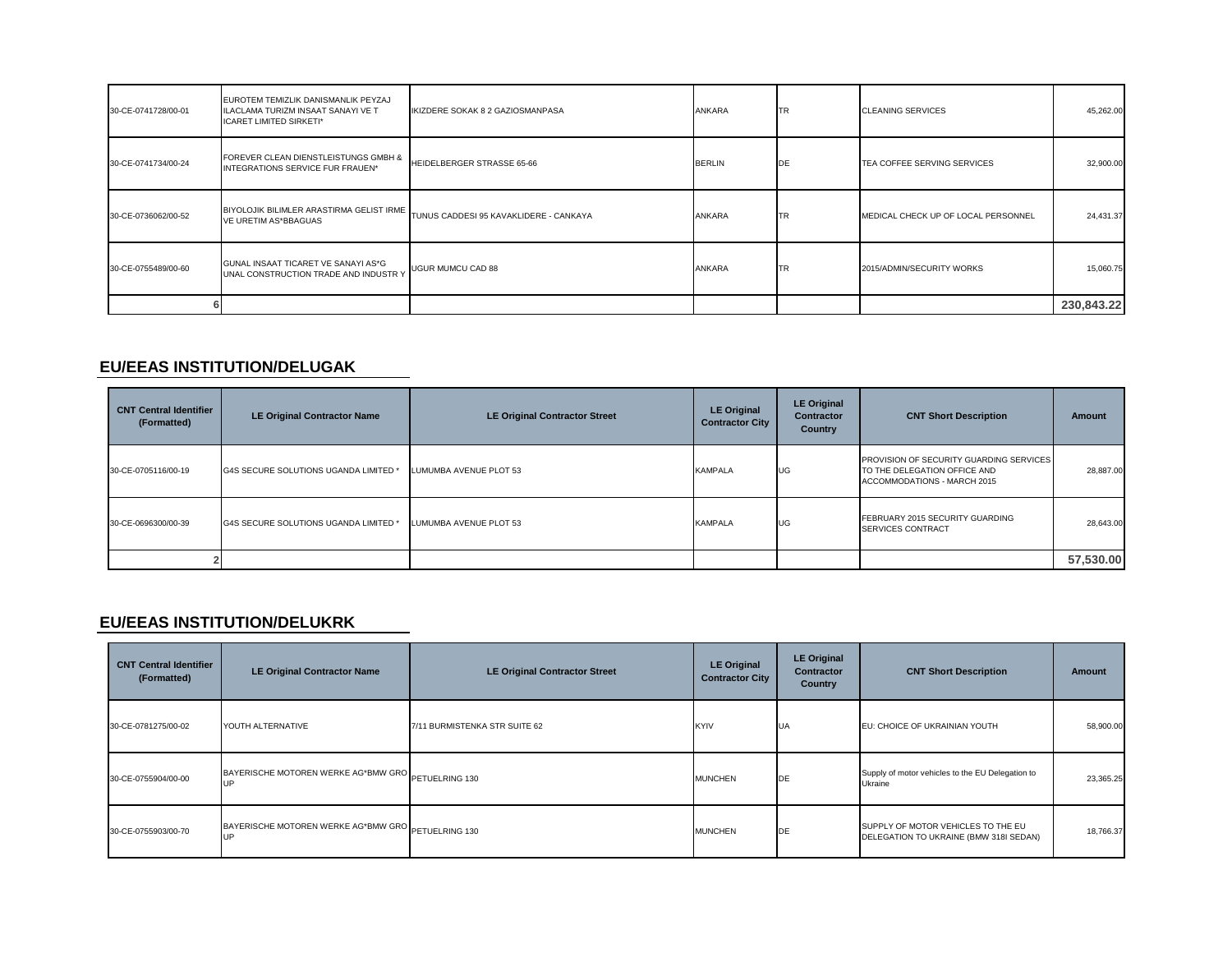| CNT Central Identifier (Formatted) | LE Original Contractor Name | LE Original Contractor Street | LE Original Contractor City | LE Original Contractor Country | CNT Short Description | Amount |
|---|---|---|---|---|---|---|
| 30-CE-0741728/00-01 | EUROTEM TEMIZLIK DANISMANLIK PEYZAJ ILACLAMA TURIZM INSAAT SANAYI VE T ICARET LIMITED SIRKETI* | IKIZDERE SOKAK 8 2 GAZIOSMANPASA | ANKARA | TR | CLEANING SERVICES | 45,262.00 |
| 30-CE-0741734/00-24 | FOREVER CLEAN DIENSTLEISTUNGS GMBH & INTEGRATIONS SERVICE FUR FRAUEN* | HEIDELBERGER STRASSE 65-66 | BERLIN | DE | TEA COFFEE SERVING SERVICES | 32,900.00 |
| 30-CE-0736062/00-52 | BIYOLOJIK BILIMLER ARASTIRMA GELIST IRME VE URETIM AS*BBAGUAS | TUNUS CADDESI 95 KAVAKLIDERE - CANKAYA | ANKARA | TR | MEDICAL CHECK UP OF LOCAL PERSONNEL | 24,431.37 |
| 30-CE-0755489/00-60 | GUNAL INSAAT TICARET VE SANAYI AS*G UNAL CONSTRUCTION TRADE AND INDUSTR Y | UGUR MUMCU CAD 88 | ANKARA | TR | 2015/ADMIN/SECURITY WORKS | 15,060.75 |
| 6 | | | | | | **230,843.22** |

## EU/EEAS INSTITUTION/DELUGAK

| CNT Central Identifier (Formatted) | LE Original Contractor Name | LE Original Contractor Street | LE Original Contractor City | LE Original Contractor Country | CNT Short Description | Amount |
|---|---|---|---|---|---|---|
| 30-CE-0705116/00-19 | G4S SECURE SOLUTIONS UGANDA LIMITED * | LUMUMBA AVENUE PLOT 53 | KAMPALA | UG | PROVISION OF SECURITY GUARDING SERVICES TO THE DELEGATION OFFICE AND ACCOMMODATIONS - MARCH 2015 | 28,887.00 |
| 30-CE-0696300/00-39 | G4S SECURE SOLUTIONS UGANDA LIMITED * | LUMUMBA AVENUE PLOT 53 | KAMPALA | UG | FEBRUARY 2015 SECURITY GUARDING SERVICES CONTRACT | 28,643.00 |
| 2 | | | | | | **57,530.00** |

## EU/EEAS INSTITUTION/DELUKRK

| CNT Central Identifier (Formatted) | LE Original Contractor Name | LE Original Contractor Street | LE Original Contractor City | LE Original Contractor Country | CNT Short Description | Amount |
|---|---|---|---|---|---|---|
| 30-CE-0781275/00-02 | YOUTH ALTERNATIVE | 7/11 BURMISTENKA STR SUITE 62 | KYIV | UA | EU: CHOICE OF UKRAINIAN YOUTH | 58,900.00 |
| 30-CE-0755904/00-00 | BAYERISCHE MOTOREN WERKE AG*BMW GRO UP | PETUELRING 130 | MUNCHEN | DE | Supply of motor vehicles to the EU Delegation to Ukraine | 23,365.25 |
| 30-CE-0755903/00-70 | BAYERISCHE MOTOREN WERKE AG*BMW GRO UP | PETUELRING 130 | MUNCHEN | DE | SUPPLY OF MOTOR VEHICLES TO THE EU DELEGATION TO UKRAINE (BMW 318I SEDAN) | 18,766.37 |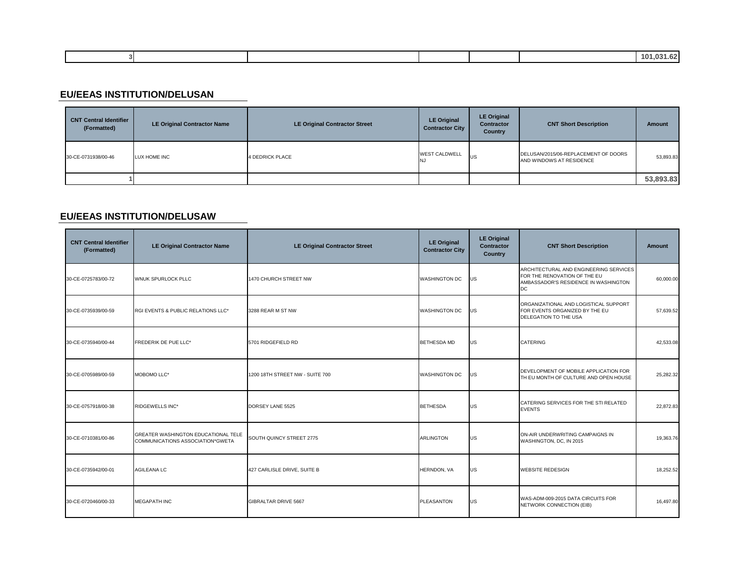| 3 | | | | | | 101,031.62 |
|---|---|---|---|---|---|---|

## EU/EEAS INSTITUTION/DELUSAN

| CNT Central Identifier (Formatted) | LE Original Contractor Name | LE Original Contractor Street | LE Original Contractor City | LE Original Contractor Country | CNT Short Description | Amount |
|---|---|---|---|---|---|---|
| 30-CE-0731938/00-46 | LUX HOME INC | 4 DEDRICK PLACE | WEST CALDWELL NJ | US | DELUSAN/2015/06-REPLACEMENT OF DOORS AND WINDOWS AT RESIDENCE | 53,893.83 |
| 1 | | | | | | **53,893.83** |

## EU/EEAS INSTITUTION/DELUSAW

| CNT Central Identifier (Formatted) | LE Original Contractor Name | LE Original Contractor Street | LE Original Contractor City | LE Original Contractor Country | CNT Short Description | Amount |
|---|---|---|---|---|---|---|
| 30-CE-0725783/00-72 | WNUK SPURLOCK PLLC | 1470 CHURCH STREET NW | WASHINGTON DC | US | ARCHITECTURAL AND ENGINEERING SERVICES FOR THE RENOVATION OF THE EU AMBASSADOR'S RESIDENCE IN WASHINGTON DC | 60,000.00 |
| 30-CE-0735939/00-59 | RGI EVENTS & PUBLIC RELATIONS LLC* | 3288 REAR M ST NW | WASHINGTON DC | US | ORGANIZATIONAL AND LOGISTICAL SUPPORT FOR EVENTS ORGANIZED BY THE EU DELEGATION TO THE USA | 57,639.52 |
| 30-CE-0735940/00-44 | FREDERIK DE PUE LLC* | 5701 RIDGEFIELD RD | BETHESDA MD | US | CATERING | 42,533.08 |
| 30-CE-0705989/00-59 | MOBOMO LLC* | 1200 18TH STREET NW - SUITE 700 | WASHINGTON DC | US | DEVELOPMENT OF MOBILE APPLICATION FOR TH EU MONTH OF CULTURE AND OPEN HOUSE | 25,282.32 |
| 30-CE-0757918/00-38 | RIDGEWELLS INC* | DORSEY LANE 5525 | BETHESDA | US | CATERING SERVICES FOR THE STI RELATED EVENTS | 22,872.83 |
| 30-CE-0710381/00-86 | GREATER WASHINGTON EDUCATIONAL TELE COMMUNICATIONS ASSOCIATION*GWETA | SOUTH QUINCY STREET 2775 | ARLINGTON | US | ON-AIR UNDERWRITING CAMPAIGNS IN WASHINGTON, DC, IN 2015 | 19,363.76 |
| 30-CE-0735942/00-01 | AGILEANA LC | 427 CARLISLE DRIVE, SUITE B | HERNDON, VA | US | WEBSITE REDESIGN | 18,252.52 |
| 30-CE-0720460/00-33 | MEGAPATH INC | GIBRALTAR DRIVE 5667 | PLEASANTON | US | WAS-ADM-009-2015 DATA CIRCUITS FOR NETWORK CONNECTION (EIB) | 16,497.80 |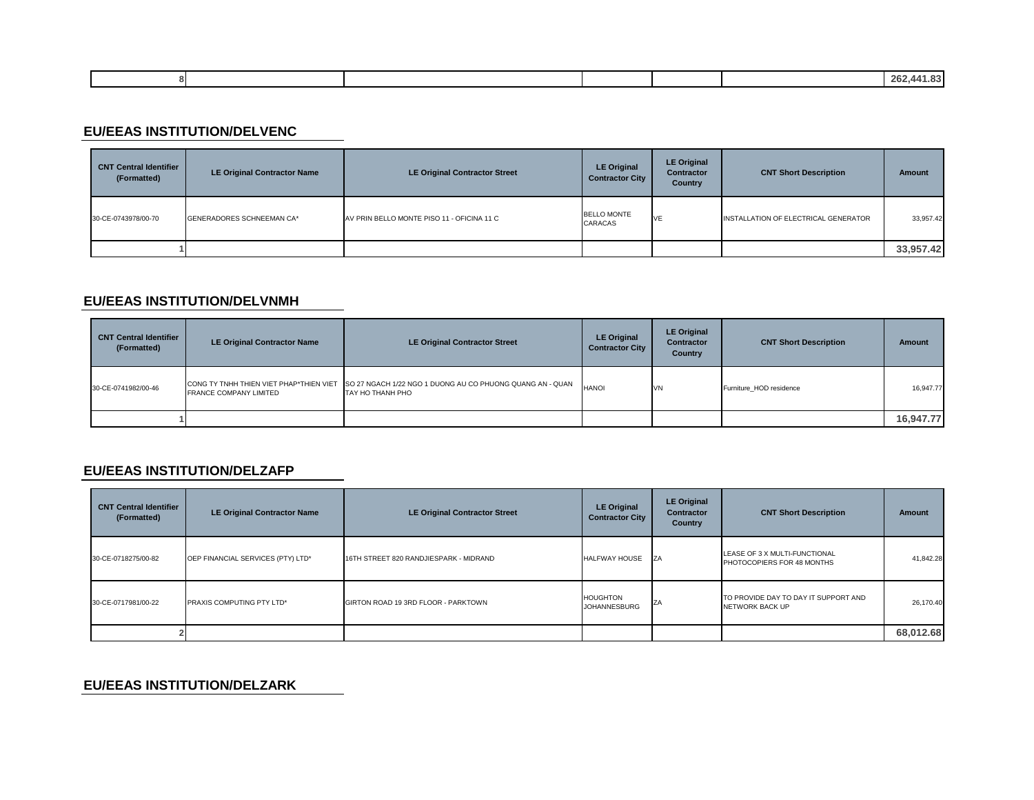| 8 | | | | | | 262,441.83 |
|---|---|---|---|---|---|---|

## EU/EEAS INSTITUTION/DELVENC

| CNT Central Identifier (Formatted) | LE Original Contractor Name | LE Original Contractor Street | LE Original Contractor City | LE Original Contractor Country | CNT Short Description | Amount |
|---|---|---|---|---|---|---|
| 30-CE-0743978/00-70 | GENERADORES SCHNEEMAN CA* | AV PRIN BELLO MONTE PISO 11 - OFICINA 11 C | BELLO MONTE CARACAS | VE | INSTALLATION OF ELECTRICAL GENERATOR | 33,957.42 |
| 1 | | | | | | **33,957.42** |

## EU/EEAS INSTITUTION/DELVNMH

| CNT Central Identifier (Formatted) | LE Original Contractor Name | LE Original Contractor Street | LE Original Contractor City | LE Original Contractor Country | CNT Short Description | Amount |
|---|---|---|---|---|---|---|
| 30-CE-0741982/00-46 | CONG TY TNHH THIEN VIET PHAP*THIEN VIET FRANCE COMPANY LIMITED | SO 27 NGACH 1/22 NGO 1 DUONG AU CO PHUONG QUANG AN - QUAN TAY HO THANH PHO | HANOI | VN | Furniture_HOD residence | 16,947.77 |
| 1 | | | | | | **16,947.77** |

## EU/EEAS INSTITUTION/DELZAFP

| CNT Central Identifier (Formatted) | LE Original Contractor Name | LE Original Contractor Street | LE Original Contractor City | LE Original Contractor Country | CNT Short Description | Amount |
|---|---|---|---|---|---|---|
| 30-CE-0718275/00-82 | OEP FINANCIAL SERVICES (PTY) LTD* | 16TH STREET 820 RANDJIESPARK - MIDRAND | HALFWAY HOUSE | ZA | LEASE OF 3 X MULTI-FUNCTIONAL PHOTOCOPIERS FOR 48 MONTHS | 41,842.28 |
| 30-CE-0717981/00-22 | PRAXIS COMPUTING PTY LTD* | GIRTON ROAD 19 3RD FLOOR - PARKTOWN | HOUGHTON JOHANNESBURG | ZA | TO PROVIDE DAY TO DAY IT SUPPORT AND NETWORK BACK UP | 26,170.40 |
| 2 | | | | | | **68,012.68** |

## EU/EEAS INSTITUTION/DELZARK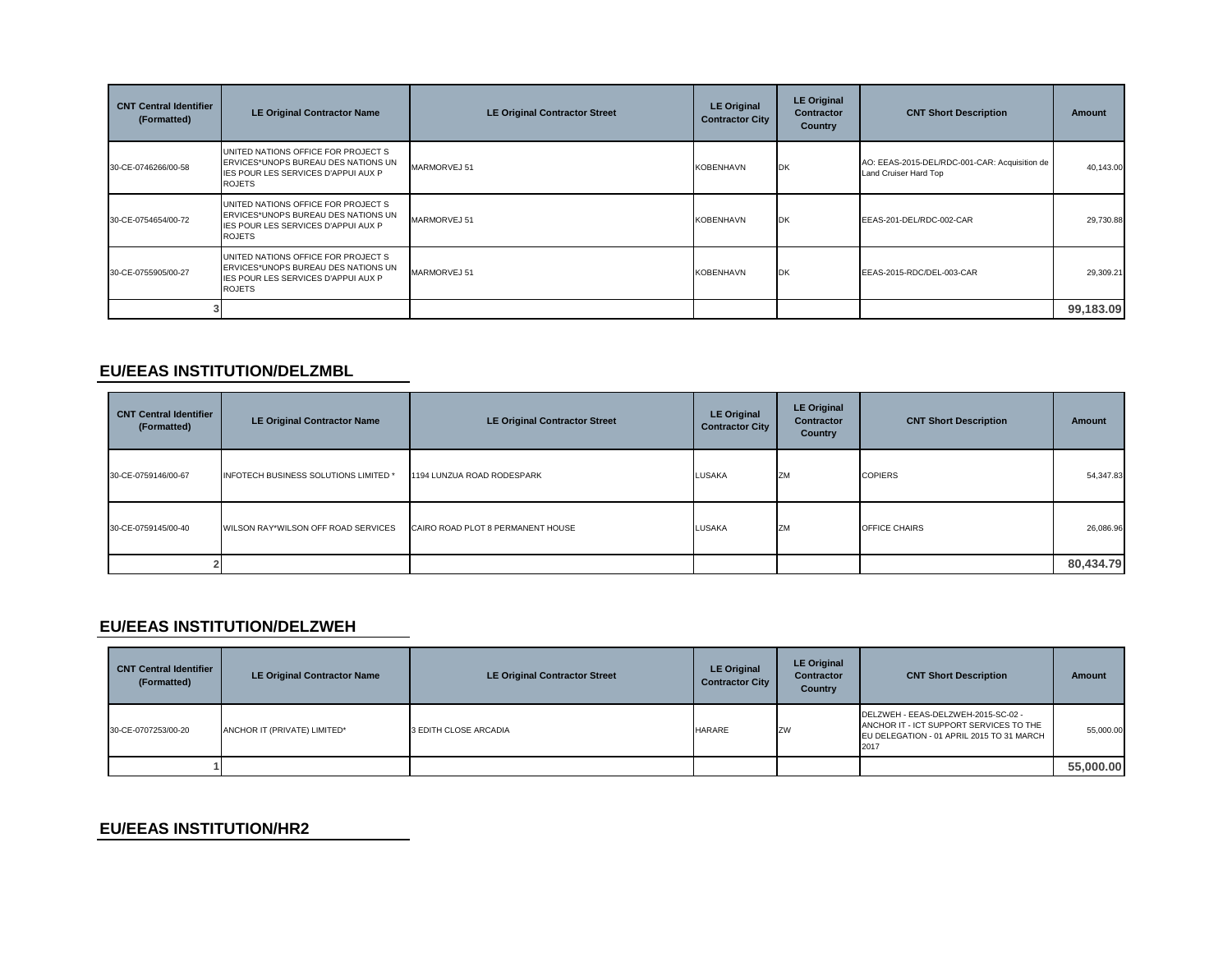| CNT Central Identifier (Formatted) | LE Original Contractor Name | LE Original Contractor Street | LE Original Contractor City | LE Original Contractor Country | CNT Short Description | Amount |
|---|---|---|---|---|---|---|
| 30-CE-0746266/00-58 | UNITED NATIONS OFFICE FOR PROJECT S ERVICES*UNOPS BUREAU DES NATIONS UN IES POUR LES SERVICES D'APPUI AUX P ROJETS | MARMORVEJ 51 | KOBENHAVN | DK | AO: EEAS-2015-DEL/RDC-001-CAR: Acquisition de Land Cruiser Hard Top | 40,143.00 |
| 30-CE-0754654/00-72 | UNITED NATIONS OFFICE FOR PROJECT S ERVICES*UNOPS BUREAU DES NATIONS UN IES POUR LES SERVICES D'APPUI AUX P ROJETS | MARMORVEJ 51 | KOBENHAVN | DK | EEAS-201-DEL/RDC-002-CAR | 29,730.88 |
| 30-CE-0755905/00-27 | UNITED NATIONS OFFICE FOR PROJECT S ERVICES*UNOPS BUREAU DES NATIONS UN IES POUR LES SERVICES D'APPUI AUX P ROJETS | MARMORVEJ 51 | KOBENHAVN | DK | EEAS-2015-RDC/DEL-003-CAR | 29,309.21 |
| 3 | | | | | | **99,183.09** |

## EU/EEAS INSTITUTION/DELZMBL

| CNT Central Identifier (Formatted) | LE Original Contractor Name | LE Original Contractor Street | LE Original Contractor City | LE Original Contractor Country | CNT Short Description | Amount |
|---|---|---|---|---|---|---|
| 30-CE-0759146/00-67 | INFOTECH BUSINESS SOLUTIONS LIMITED * | 1194 LUNZUA ROAD RODESPARK | LUSAKA | ZM | COPIERS | 54,347.83 |
| 30-CE-0759145/00-40 | WILSON RAY*WILSON OFF ROAD SERVICES | CAIRO ROAD PLOT 8 PERMANENT HOUSE | LUSAKA | ZM | OFFICE CHAIRS | 26,086.96 |
| 2 | | | | | | **80,434.79** |

## EU/EEAS INSTITUTION/DELZWEH

| CNT Central Identifier (Formatted) | LE Original Contractor Name | LE Original Contractor Street | LE Original Contractor City | LE Original Contractor Country | CNT Short Description | Amount |
|---|---|---|---|---|---|---|
| 30-CE-0707253/00-20 | ANCHOR IT (PRIVATE) LIMITED* | 3 EDITH CLOSE ARCADIA | HARARE | ZW | DELZWEH - EEAS-DELZWEH-2015-SC-02 - ANCHOR IT - ICT SUPPORT SERVICES TO THE EU DELEGATION - 01 APRIL 2015 TO 31 MARCH 2017 | 55,000.00 |
| 1 | | | | | | **55,000.00** |

## EU/EEAS INSTITUTION/HR2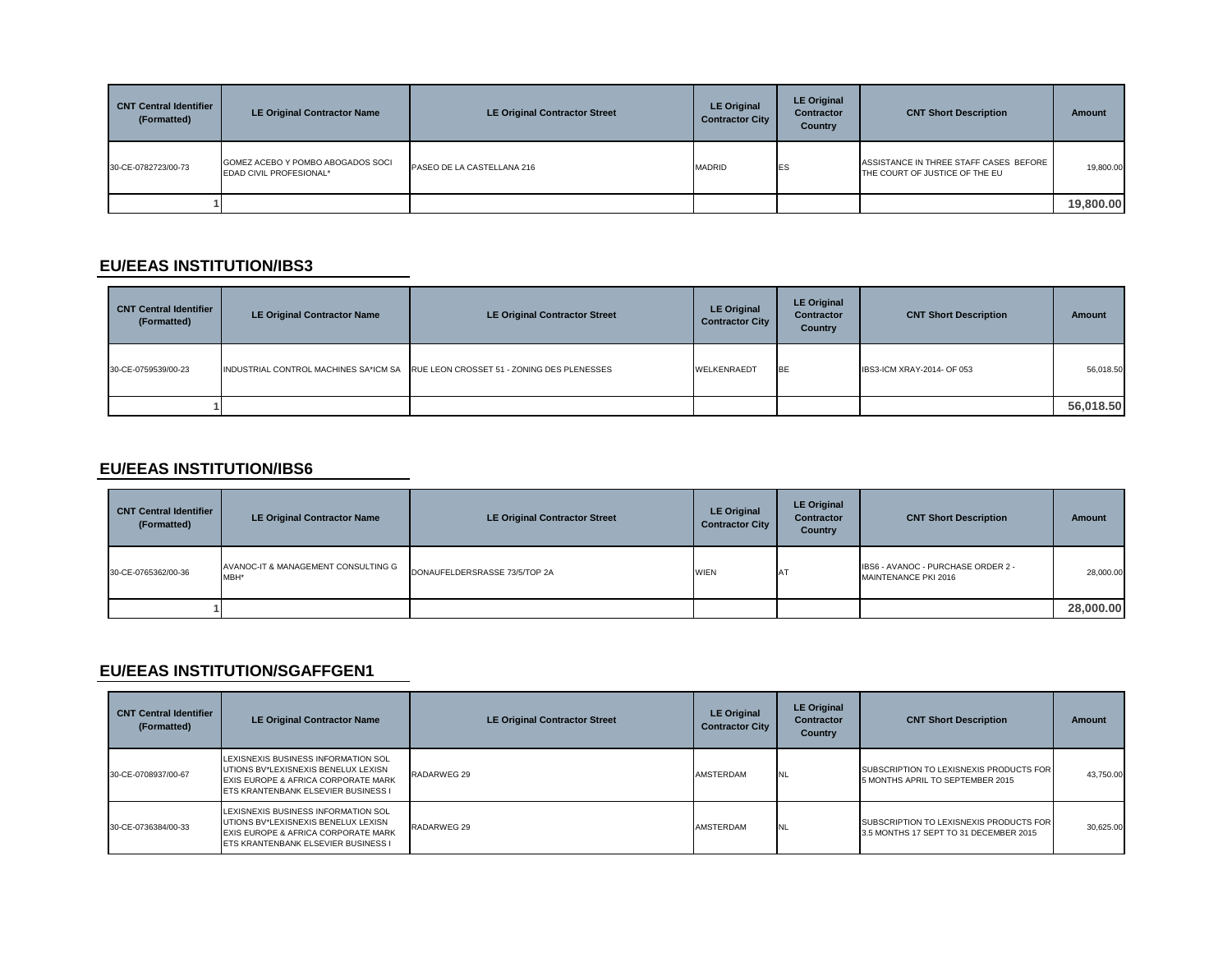| CNT Central Identifier (Formatted) | LE Original Contractor Name | LE Original Contractor Street | LE Original Contractor City | LE Original Contractor Country | CNT Short Description | Amount |
|---|---|---|---|---|---|---|
| 30-CE-0782723/00-73 | GOMEZ ACEBO Y POMBO ABOGADOS SOCI EDAD CIVIL PROFESIONAL* | PASEO DE LA CASTELLANA 216 | MADRID | ES | ASSISTANCE IN THREE STAFF CASES BEFORE THE COURT OF JUSTICE OF THE EU | 19,800.00 |
| 1 | | | | | | **19,800.00** |

## EU/EEAS INSTITUTION/IBS3

| CNT Central Identifier (Formatted) | LE Original Contractor Name | LE Original Contractor Street | LE Original Contractor City | LE Original Contractor Country | CNT Short Description | Amount |
|---|---|---|---|---|---|---|
| 30-CE-0759539/00-23 | INDUSTRIAL CONTROL MACHINES SA*ICM SA | RUE LEON CROSSET 51 - ZONING DES PLENESSES | WELKENRAEDT | BE | IBS3-ICM XRAY-2014- OF 053 | 56,018.50 |
| 1 | | | | | | **56,018.50** |

## EU/EEAS INSTITUTION/IBS6

| CNT Central Identifier (Formatted) | LE Original Contractor Name | LE Original Contractor Street | LE Original Contractor City | LE Original Contractor Country | CNT Short Description | Amount |
|---|---|---|---|---|---|---|
| 30-CE-0765362/00-36 | AVANOC-IT & MANAGEMENT CONSULTING G MBH* | DONAUFELDERSRASSE 73/5/TOP 2A | WIEN | AT | IBS6 - AVANOC - PURCHASE ORDER 2 - MAINTENANCE PKI 2016 | 28,000.00 |
| 1 | | | | | | **28,000.00** |

## EU/EEAS INSTITUTION/SGAFFGEN1

| CNT Central Identifier (Formatted) | LE Original Contractor Name | LE Original Contractor Street | LE Original Contractor City | LE Original Contractor Country | CNT Short Description | Amount |
|---|---|---|---|---|---|---|
| 30-CE-0708937/00-67 | LEXISNEXIS BUSINESS INFORMATION SOL UTIONS BV*LEXISNEXIS BENELUX LEXISN EXIS EUROPE & AFRICA CORPORATE MARK ETS KRANTENBANK ELSEVIER BUSINESS I | RADARWEG 29 | AMSTERDAM | NL | SUBSCRIPTION TO LEXISNEXIS PRODUCTS FOR 5 MONTHS APRIL TO SEPTEMBER 2015 | 43,750.00 |
| 30-CE-0736384/00-33 | LEXISNEXIS BUSINESS INFORMATION SOL UTIONS BV*LEXISNEXIS BENELUX LEXISN EXIS EUROPE & AFRICA CORPORATE MARK ETS KRANTENBANK ELSEVIER BUSINESS I | RADARWEG 29 | AMSTERDAM | NL | SUBSCRIPTION TO LEXISNEXIS PRODUCTS FOR 3.5 MONTHS 17 SEPT TO 31 DECEMBER 2015 | 30,625.00 |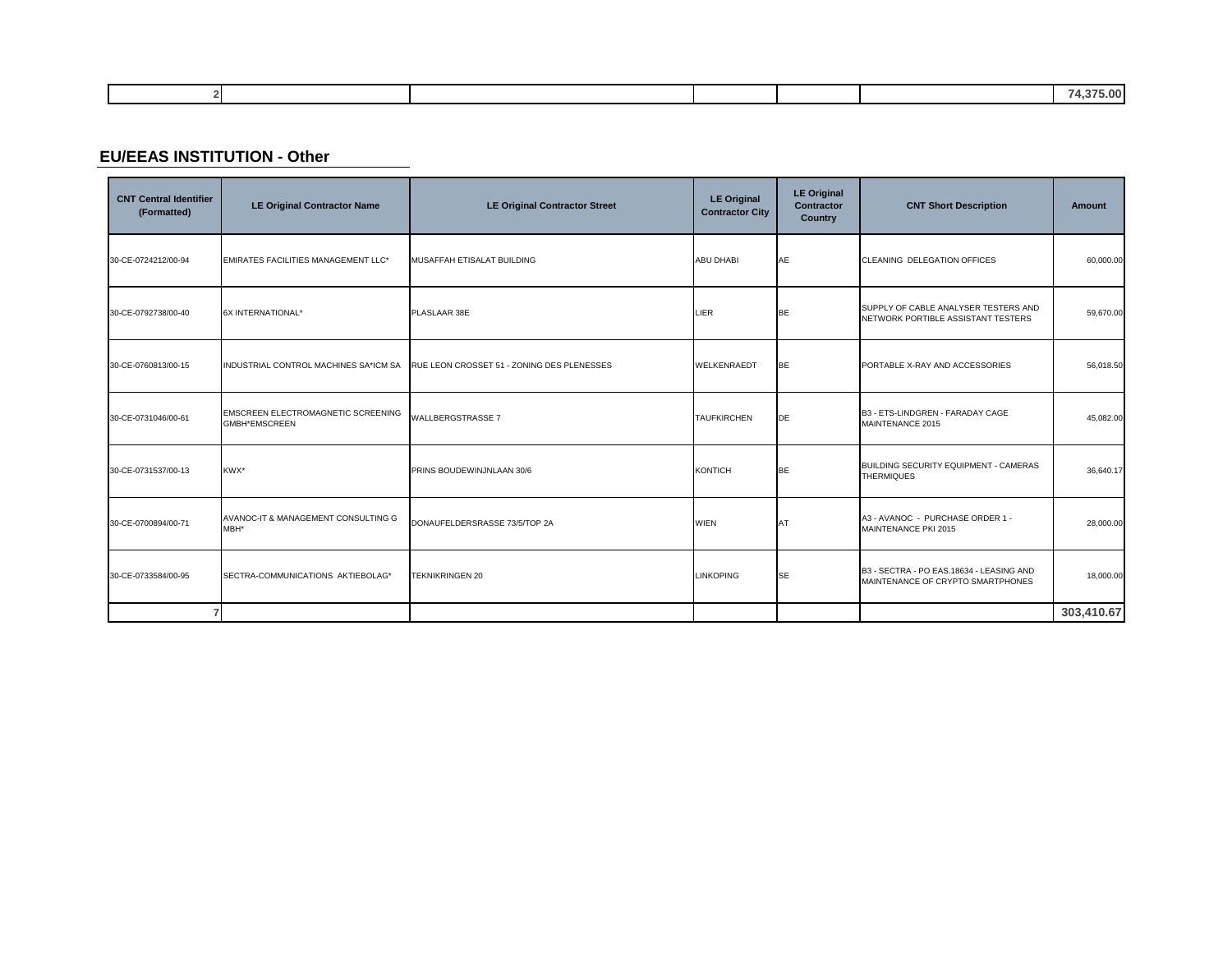| | | | | | | |
|---|---|---|---|---|---|---|
| 2 | | | | | | 74,375.00 |

## EU/EEAS INSTITUTION - Other

| CNT Central Identifier (Formatted) | LE Original Contractor Name | LE Original Contractor Street | LE Original Contractor City | LE Original Contractor Country | CNT Short Description | Amount |
|---|---|---|---|---|---|---|
| 30-CE-0724212/00-94 | EMIRATES FACILITIES MANAGEMENT LLC* | MUSAFFAH ETISALAT BUILDING | ABU DHABI | AE | CLEANING DELEGATION OFFICES | 60,000.00 |
| 30-CE-0792738/00-40 | 6X INTERNATIONAL* | PLASLAAR 38E | LIER | BE | SUPPLY OF CABLE ANALYSER TESTERS AND NETWORK PORTIBLE ASSISTANT TESTERS | 59,670.00 |
| 30-CE-0760813/00-15 | INDUSTRIAL CONTROL MACHINES SA*ICM SA | RUE LEON CROSSET 51 - ZONING DES PLENESSES | WELKENRAEDT | BE | PORTABLE X-RAY AND ACCESSORIES | 56,018.50 |
| 30-CE-0731046/00-61 | EMSCREEN ELECTROMAGNETIC SCREENING GMBH*EMSCREEN | WALLBERGSTRASSE 7 | TAUFKIRCHEN | DE | B3 - ETS-LINDGREN - FARADAY CAGE MAINTENANCE 2015 | 45,082.00 |
| 30-CE-0731537/00-13 | KWX* | PRINS BOUDEWINJNLAAN 30/6 | KONTICH | BE | BUILDING SECURITY EQUIPMENT - CAMERAS THERMIQUES | 36,640.17 |
| 30-CE-0700894/00-71 | AVANOC-IT & MANAGEMENT CONSULTING G MBH* | DONAUFELDERSRASSE 73/5/TOP 2A | WIEN | AT | A3 - AVANOC - PURCHASE ORDER 1 - MAINTENANCE PKI 2015 | 28,000.00 |
| 30-CE-0733584/00-95 | SECTRA-COMMUNICATIONS AKTIEBOLAG* | TEKNIKRINGEN 20 | LINKOPING | SE | B3 - SECTRA - PO EAS.18634 - LEASING AND MAINTENANCE OF CRYPTO SMARTPHONES | 18,000.00 |
| 7 | | | | | | 303,410.67 |